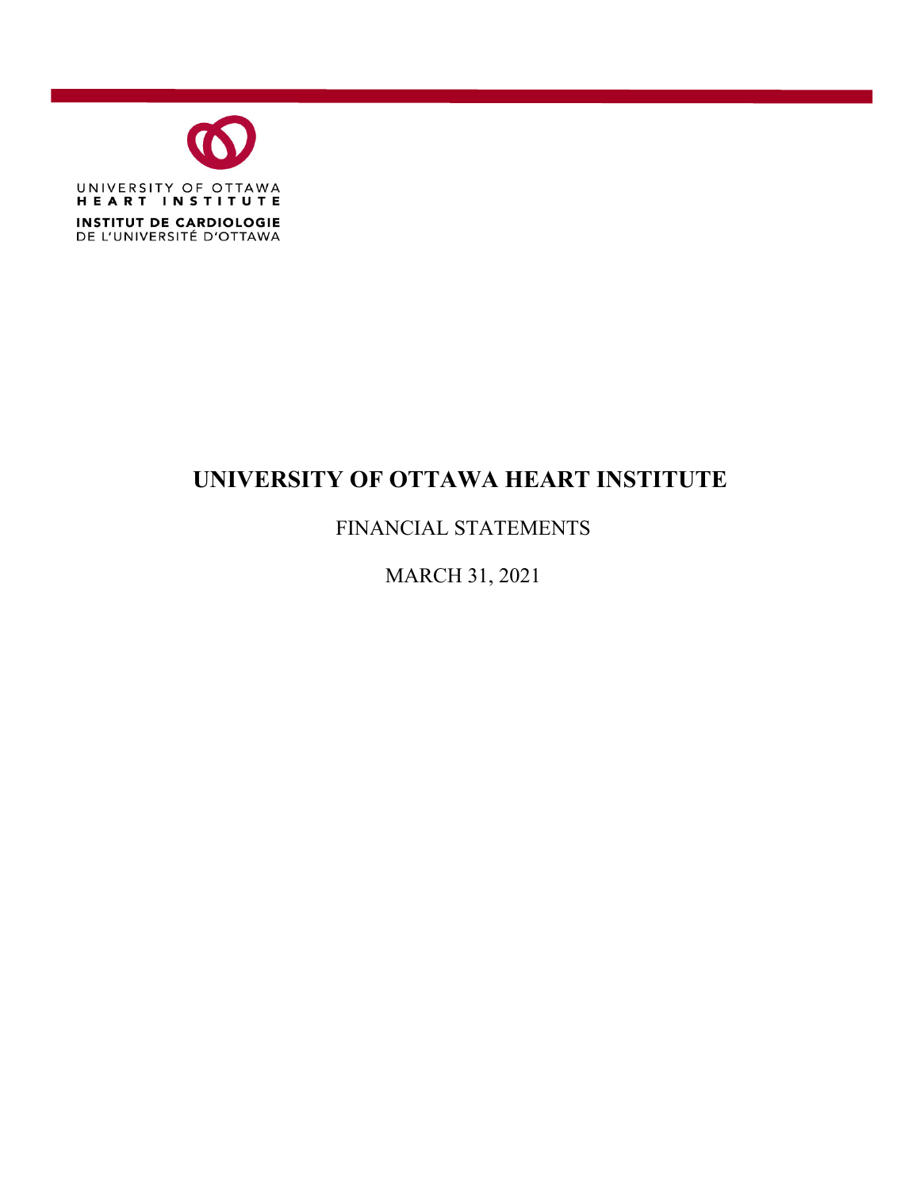UNIVERSITY OF OTTAWA
HEART INSTITUTE

INSTITUT DE CARDIOLOGIE
DE L'UNIVERSITÉ D'OTTAWA

# UNIVERSITY OF OTTAWA HEART INSTITUTE

FINANCIAL STATEMENTS

MARCH 31, 2021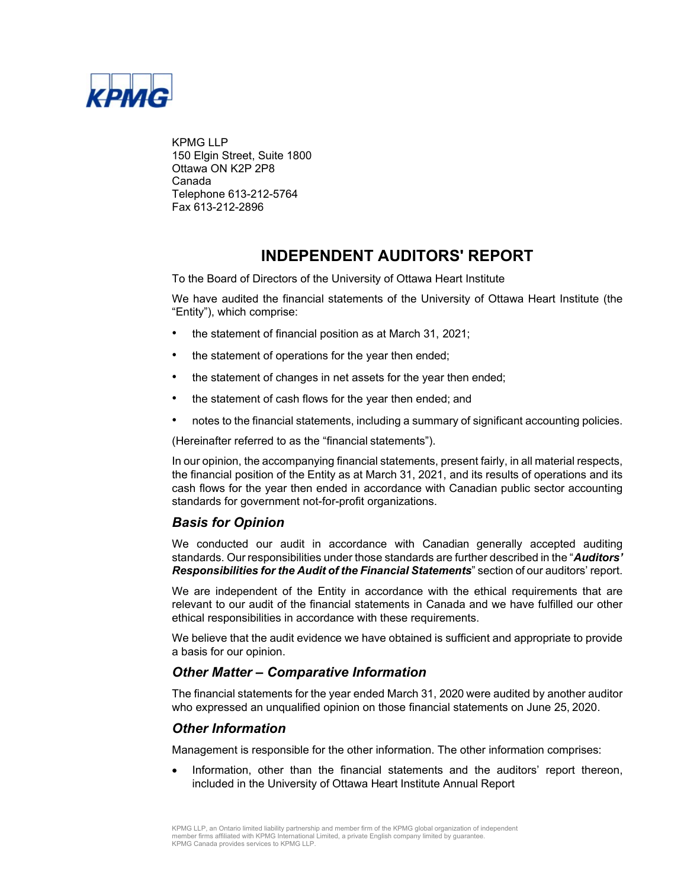KPMG LLP
150 Elgin Street, Suite 1800
Ottawa ON K2P 2P8
Canada
Telephone 613-212-5764
Fax 613-212-2896

# INDEPENDENT AUDITORS' REPORT

To the Board of Directors of the University of Ottawa Heart Institute

We have audited the financial statements of the University of Ottawa Heart Institute (the "Entity"), which comprise:

- the statement of financial position as at March 31, 2021;
- the statement of operations for the year then ended;
- the statement of changes in net assets for the year then ended;
- the statement of cash flows for the year then ended; and
- notes to the financial statements, including a summary of significant accounting policies.

(Hereinafter referred to as the "financial statements").

In our opinion, the accompanying financial statements, present fairly, in all material respects, the financial position of the Entity as at March 31, 2021, and its results of operations and its cash flows for the year then ended in accordance with Canadian public sector accounting standards for government not-for-profit organizations.

## *Basis for Opinion*

We conducted our audit in accordance with Canadian generally accepted auditing standards. Our responsibilities under those standards are further described in the "***Auditors' Responsibilities for the Audit of the Financial Statements***" section of our auditors' report.

We are independent of the Entity in accordance with the ethical requirements that are relevant to our audit of the financial statements in Canada and we have fulfilled our other ethical responsibilities in accordance with these requirements.

We believe that the audit evidence we have obtained is sufficient and appropriate to provide a basis for our opinion.

## *Other Matter – Comparative Information*

The financial statements for the year ended March 31, 2020 were audited by another auditor who expressed an unqualified opinion on those financial statements on June 25, 2020.

## *Other Information*

Management is responsible for the other information. The other information comprises:

- Information, other than the financial statements and the auditors' report thereon, included in the University of Ottawa Heart Institute Annual Report

KPMG LLP, an Ontario limited liability partnership and member firm of the KPMG global organization of independent member firms affiliated with KPMG International Limited, a private English company limited by guarantee.
KPMG Canada provides services to KPMG LLP.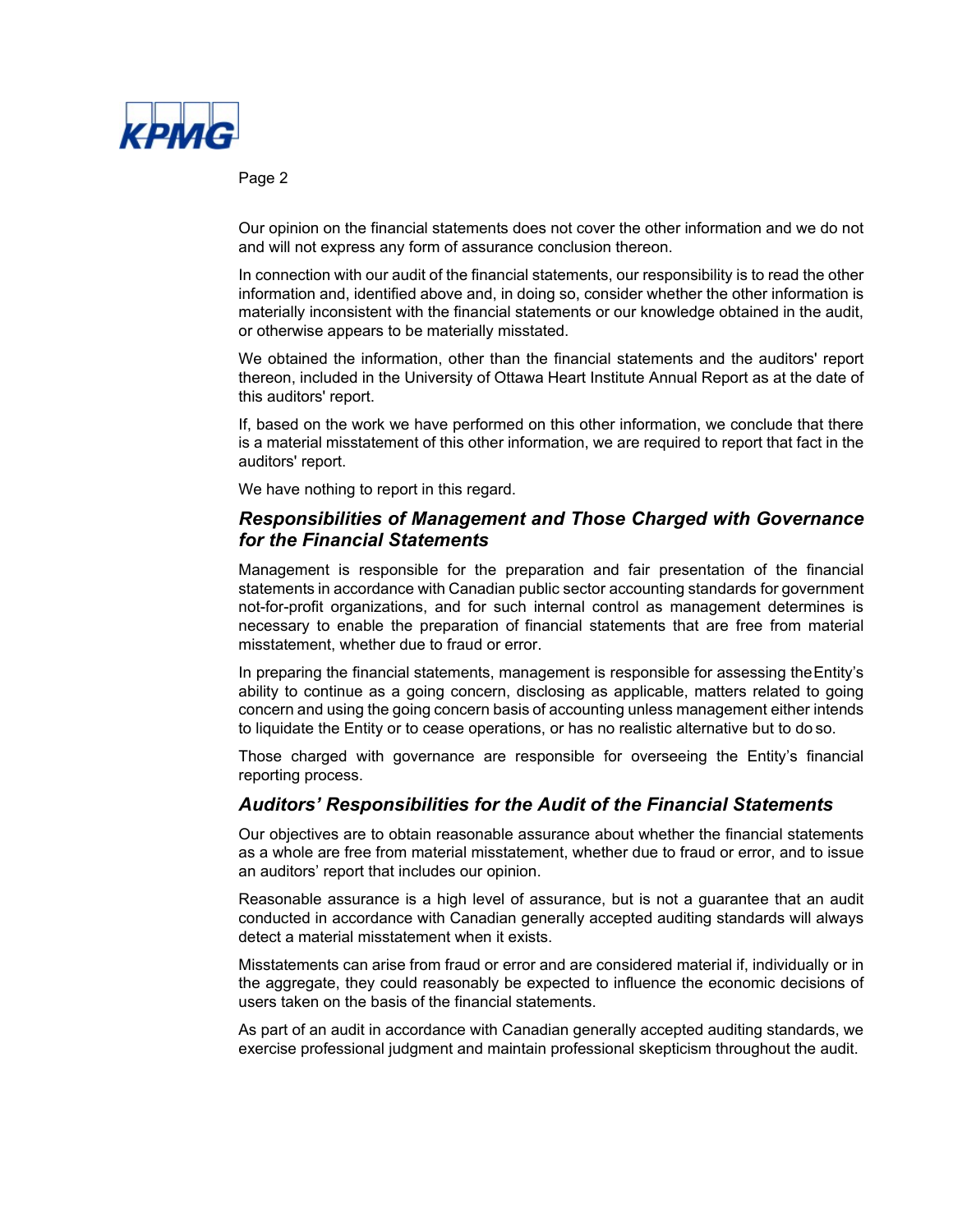Our opinion on the financial statements does not cover the other information and we do not and will not express any form of assurance conclusion thereon.

In connection with our audit of the financial statements, our responsibility is to read the other information and, identified above and, in doing so, consider whether the other information is materially inconsistent with the financial statements or our knowledge obtained in the audit, or otherwise appears to be materially misstated.

We obtained the information, other than the financial statements and the auditors' report thereon, included in the University of Ottawa Heart Institute Annual Report as at the date of this auditors' report.

If, based on the work we have performed on this other information, we conclude that there is a material misstatement of this other information, we are required to report that fact in the auditors' report.

We have nothing to report in this regard.

## *Responsibilities of Management and Those Charged with Governance for the Financial Statements*

Management is responsible for the preparation and fair presentation of the financial statements in accordance with Canadian public sector accounting standards for government not-for-profit organizations, and for such internal control as management determines is necessary to enable the preparation of financial statements that are free from material misstatement, whether due to fraud or error.

In preparing the financial statements, management is responsible for assessing the Entity's ability to continue as a going concern, disclosing as applicable, matters related to going concern and using the going concern basis of accounting unless management either intends to liquidate the Entity or to cease operations, or has no realistic alternative but to do so.

Those charged with governance are responsible for overseeing the Entity's financial reporting process.

## *Auditors' Responsibilities for the Audit of the Financial Statements*

Our objectives are to obtain reasonable assurance about whether the financial statements as a whole are free from material misstatement, whether due to fraud or error, and to issue an auditors' report that includes our opinion.

Reasonable assurance is a high level of assurance, but is not a guarantee that an audit conducted in accordance with Canadian generally accepted auditing standards will always detect a material misstatement when it exists.

Misstatements can arise from fraud or error and are considered material if, individually or in the aggregate, they could reasonably be expected to influence the economic decisions of users taken on the basis of the financial statements.

As part of an audit in accordance with Canadian generally accepted auditing standards, we exercise professional judgment and maintain professional skepticism throughout the audit.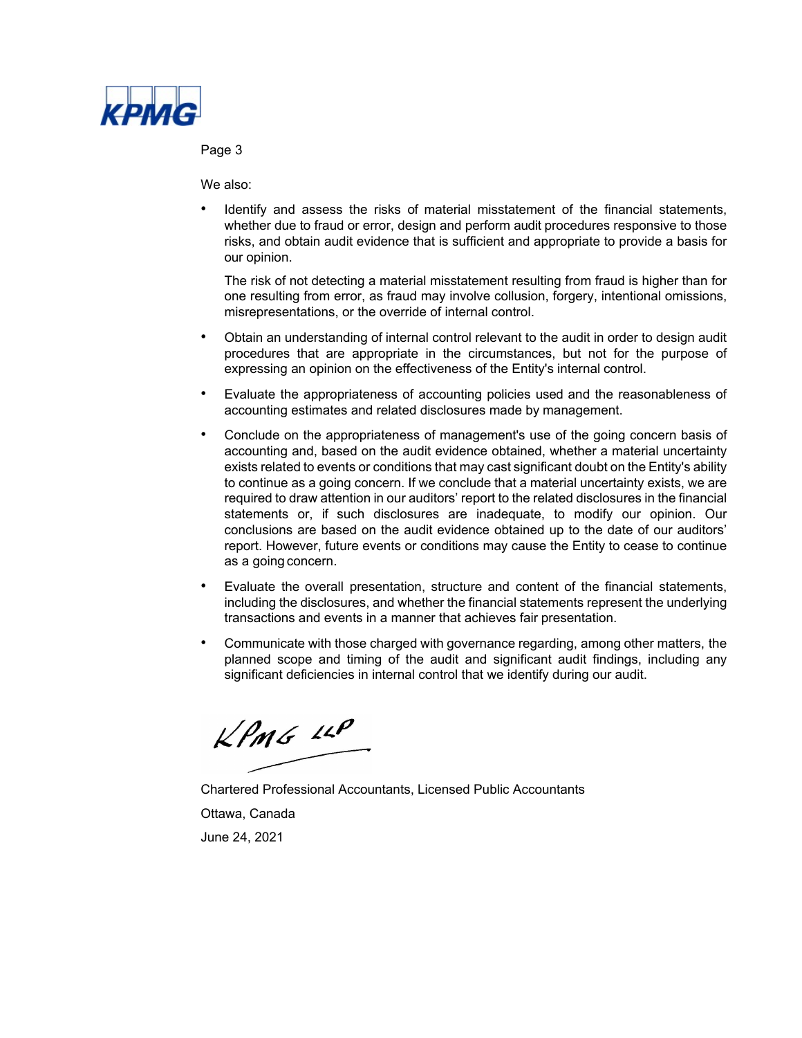We also:

- Identify and assess the risks of material misstatement of the financial statements, whether due to fraud or error, design and perform audit procedures responsive to those risks, and obtain audit evidence that is sufficient and appropriate to provide a basis for our opinion.

  The risk of not detecting a material misstatement resulting from fraud is higher than for one resulting from error, as fraud may involve collusion, forgery, intentional omissions, misrepresentations, or the override of internal control.

- Obtain an understanding of internal control relevant to the audit in order to design audit procedures that are appropriate in the circumstances, but not for the purpose of expressing an opinion on the effectiveness of the Entity's internal control.

- Evaluate the appropriateness of accounting policies used and the reasonableness of accounting estimates and related disclosures made by management.

- Conclude on the appropriateness of management's use of the going concern basis of accounting and, based on the audit evidence obtained, whether a material uncertainty exists related to events or conditions that may cast significant doubt on the Entity's ability to continue as a going concern. If we conclude that a material uncertainty exists, we are required to draw attention in our auditors' report to the related disclosures in the financial statements or, if such disclosures are inadequate, to modify our opinion. Our conclusions are based on the audit evidence obtained up to the date of our auditors' report. However, future events or conditions may cause the Entity to cease to continue as a going concern.

- Evaluate the overall presentation, structure and content of the financial statements, including the disclosures, and whether the financial statements represent the underlying transactions and events in a manner that achieves fair presentation.

- Communicate with those charged with governance regarding, among other matters, the planned scope and timing of the audit and significant audit findings, including any significant deficiencies in internal control that we identify during our audit.

KPMG LLP

Chartered Professional Accountants, Licensed Public Accountants

Ottawa, Canada

June 24, 2021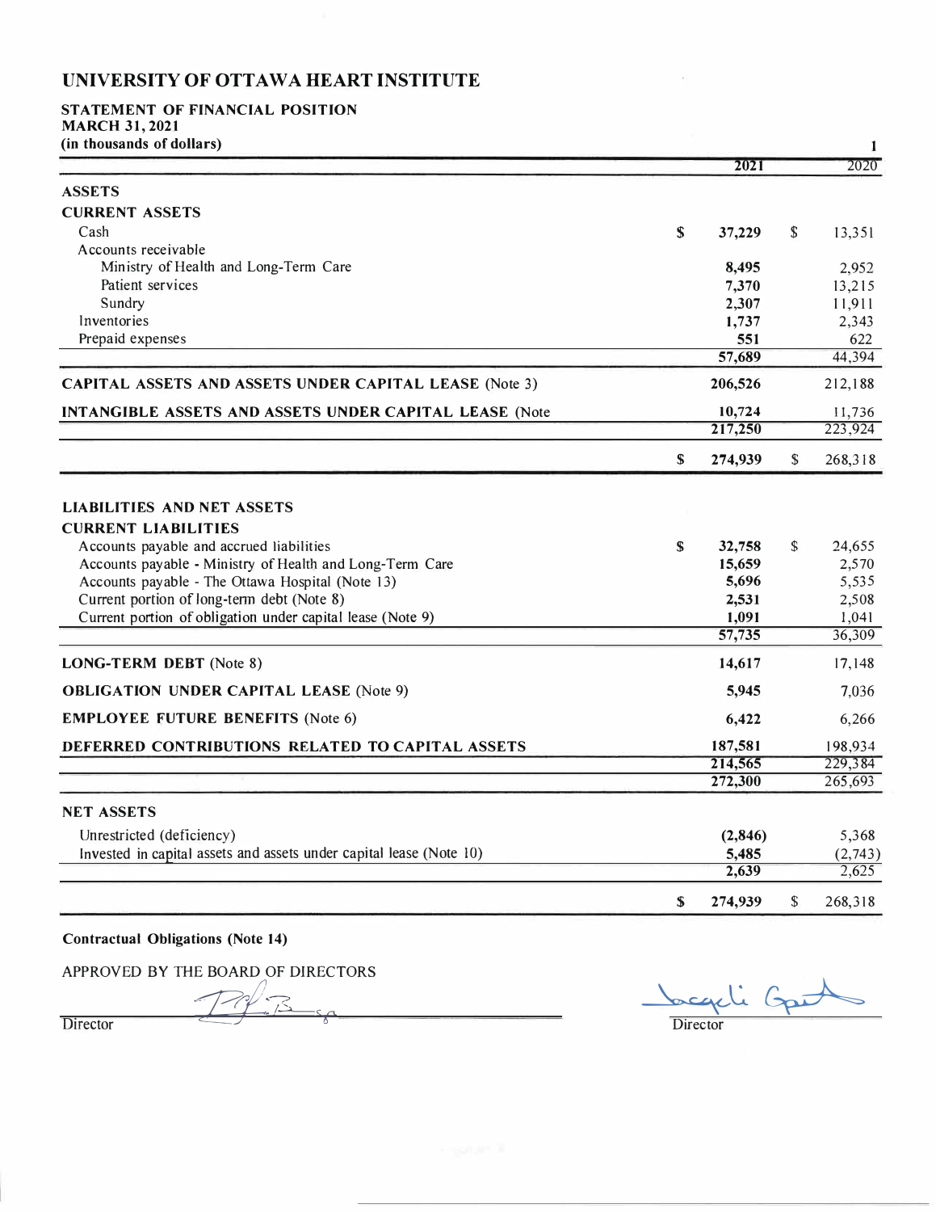# UNIVERSITY OF OTTAWA HEART INSTITUTE

## STATEMENT OF FINANCIAL POSITION
**MARCH 31, 2021**
**(in thousands of dollars)**

| | 2021 | 2020 |
|---|---|---|
| **ASSETS** | | |
| **CURRENT ASSETS** | | |
| Cash | **$ 37,229** | $ 13,351 |
| Accounts receivable | | |
| Ministry of Health and Long-Term Care | **8,495** | 2,952 |
| Patient services | **7,370** | 13,215 |
| Sundry | **2,307** | 11,911 |
| Inventories | **1,737** | 2,343 |
| Prepaid expenses | **551** | 622 |
| | **57,689** | 44,394 |
| **CAPITAL ASSETS AND ASSETS UNDER CAPITAL LEASE** (Note 3) | **206,526** | 212,188 |
| **INTANGIBLE ASSETS AND ASSETS UNDER CAPITAL LEASE** (Note | **10,724** | 11,736 |
| | **217,250** | 223,924 |
| | **$ 274,939** | $ 268,318 |
| **LIABILITIES AND NET ASSETS** | | |
| **CURRENT LIABILITIES** | | |
| Accounts payable and accrued liabilities | **$ 32,758** | $ 24,655 |
| Accounts payable - Ministry of Health and Long-Term Care | **15,659** | 2,570 |
| Accounts payable - The Ottawa Hospital (Note 13) | **5,696** | 5,535 |
| Current portion of long-term debt (Note 8) | **2,531** | 2,508 |
| Current portion of obligation under capital lease (Note 9) | **1,091** | 1,041 |
| | **57,735** | 36,309 |
| **LONG-TERM DEBT** (Note 8) | **14,617** | 17,148 |
| **OBLIGATION UNDER CAPITAL LEASE** (Note 9) | **5,945** | 7,036 |
| **EMPLOYEE FUTURE BENEFITS** (Note 6) | **6,422** | 6,266 |
| **DEFERRED CONTRIBUTIONS RELATED TO CAPITAL ASSETS** | **187,581** | 198,934 |
| | **214,565** | 229,384 |
| | **272,300** | 265,693 |
| **NET ASSETS** | | |
| Unrestricted (deficiency) | **(2,846)** | 5,368 |
| Invested in capital assets and assets under capital lease (Note 10) | **5,485** | (2,743) |
| | **2,639** | 2,625 |
| | **$ 274,939** | $ 268,318 |

**Contractual Obligations (Note 14)**

APPROVED BY THE BOARD OF DIRECTORS

Director

Director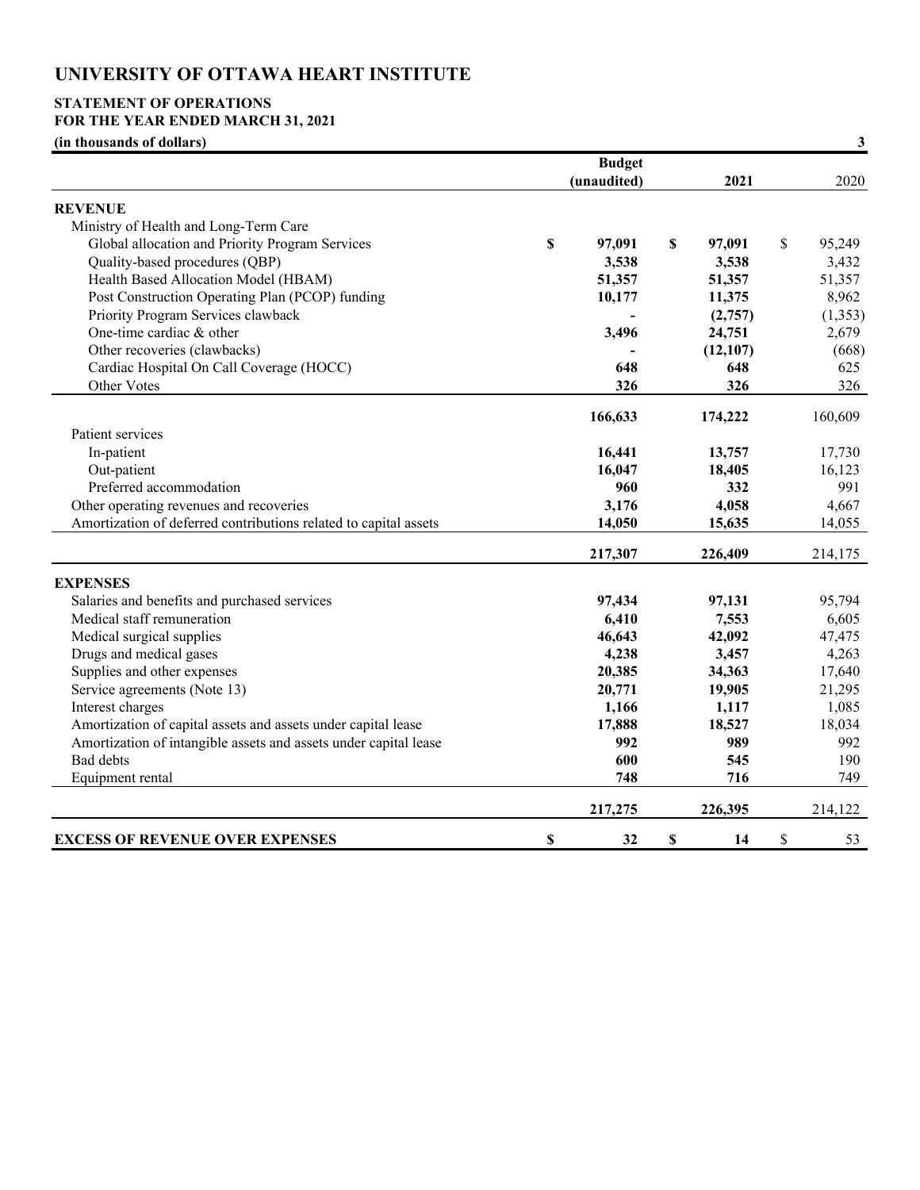# UNIVERSITY OF OTTAWA HEART INSTITUTE

## STATEMENT OF OPERATIONS
## FOR THE YEAR ENDED MARCH 31, 2021

**(in thousands of dollars)**

| | Budget (unaudited) | 2021 | 2020 |
|---|---|---|---|
| **REVENUE** | | | |
| Ministry of Health and Long-Term Care | | | |
| Global allocation and Priority Program Services | $ 97,091 | $ 97,091 | $ 95,249 |
| Quality-based procedures (QBP) | 3,538 | 3,538 | 3,432 |
| Health Based Allocation Model (HBAM) | 51,357 | 51,357 | 51,357 |
| Post Construction Operating Plan (PCOP) funding | 10,177 | 11,375 | 8,962 |
| Priority Program Services clawback | - | (2,757) | (1,353) |
| One-time cardiac & other | 3,496 | 24,751 | 2,679 |
| Other recoveries (clawbacks) | - | (12,107) | (668) |
| Cardiac Hospital On Call Coverage (HOCC) | 648 | 648 | 625 |
| Other Votes | 326 | 326 | 326 |
| | 166,633 | 174,222 | 160,609 |
| Patient services | | | |
| In-patient | 16,441 | 13,757 | 17,730 |
| Out-patient | 16,047 | 18,405 | 16,123 |
| Preferred accommodation | 960 | 332 | 991 |
| Other operating revenues and recoveries | 3,176 | 4,058 | 4,667 |
| Amortization of deferred contributions related to capital assets | 14,050 | 15,635 | 14,055 |
| | 217,307 | 226,409 | 214,175 |
| **EXPENSES** | | | |
| Salaries and benefits and purchased services | 97,434 | 97,131 | 95,794 |
| Medical staff remuneration | 6,410 | 7,553 | 6,605 |
| Medical surgical supplies | 46,643 | 42,092 | 47,475 |
| Drugs and medical gases | 4,238 | 3,457 | 4,263 |
| Supplies and other expenses | 20,385 | 34,363 | 17,640 |
| Service agreements (Note 13) | 20,771 | 19,905 | 21,295 |
| Interest charges | 1,166 | 1,117 | 1,085 |
| Amortization of capital assets and assets under capital lease | 17,888 | 18,527 | 18,034 |
| Amortization of intangible assets and assets under capital lease | 992 | 989 | 992 |
| Bad debts | 600 | 545 | 190 |
| Equipment rental | 748 | 716 | 749 |
| | 217,275 | 226,395 | 214,122 |
| **EXCESS OF REVENUE OVER EXPENSES** | $ 32 | $ 14 | $ 53 |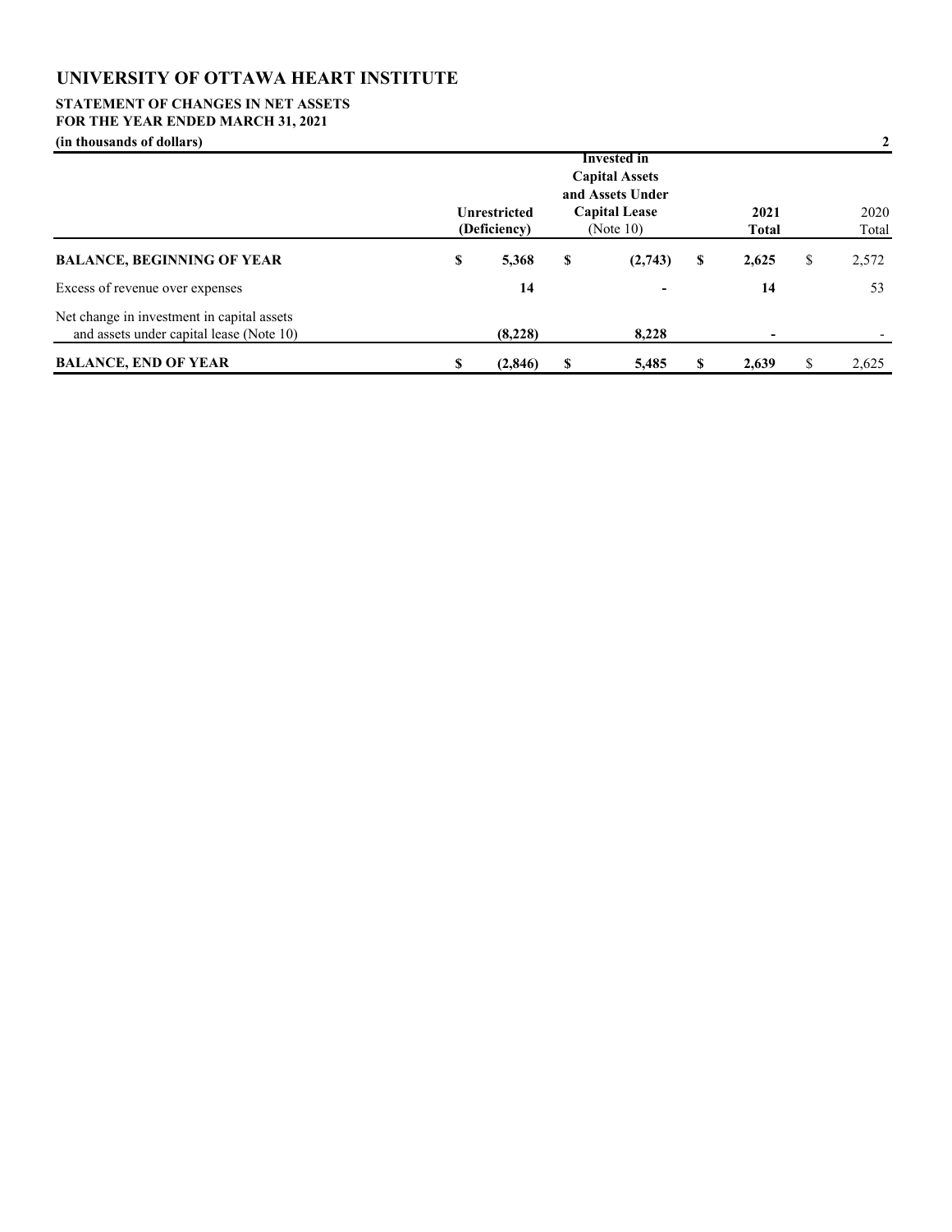# UNIVERSITY OF OTTAWA HEART INSTITUTE

**STATEMENT OF CHANGES IN NET ASSETS**
**FOR THE YEAR ENDED MARCH 31, 2021**
**(in thousands of dollars)**

| | Unrestricted (Deficiency) | Invested in Capital Assets and Assets Under Capital Lease (Note 10) | 2021 Total | 2020 Total |
|---|---|---|---|---|
| **BALANCE, BEGINNING OF YEAR** | **$ 5,368** | **$ (2,743)** | **$ 2,625** | $ 2,572 |
| Excess of revenue over expenses | **14** | **-** | **14** | 53 |
| Net change in investment in capital assets and assets under capital lease (Note 10) | **(8,228)** | **8,228** | **-** | - |
| **BALANCE, END OF YEAR** | **$ (2,846)** | **$ 5,485** | **$ 2,639** | $ 2,625 |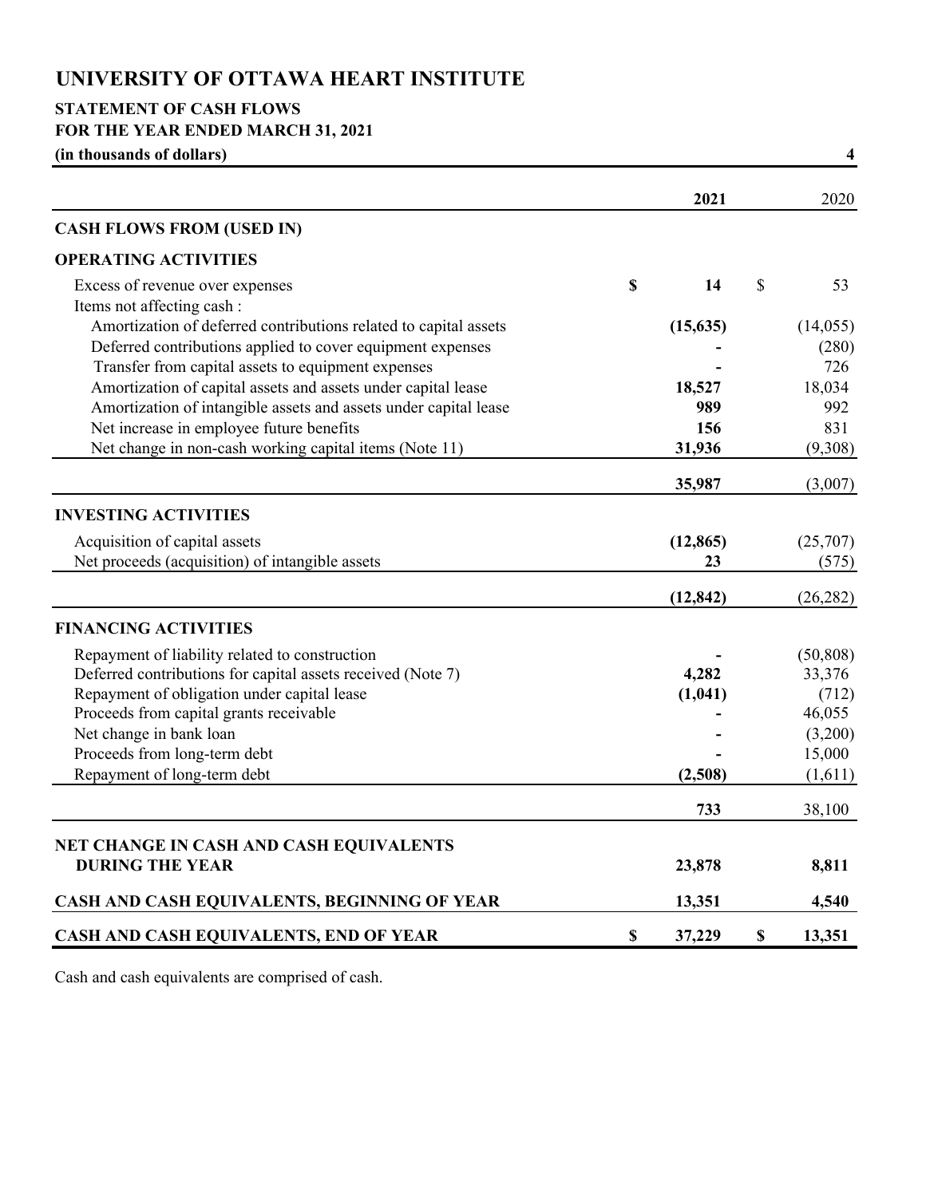# UNIVERSITY OF OTTAWA HEART INSTITUTE

## STATEMENT OF CASH FLOWS
## FOR THE YEAR ENDED MARCH 31, 2021
**(in thousands of dollars)**

| | **2021** | 2020 |
|---|---|---|
| **CASH FLOWS FROM (USED IN)** | | |
| **OPERATING ACTIVITIES** | | |
| Excess of revenue over expenses | **$ 14** | $ 53 |
| Items not affecting cash : | | |
| Amortization of deferred contributions related to capital assets | **(15,635)** | (14,055) |
| Deferred contributions applied to cover equipment expenses | **-** | (280) |
| Transfer from capital assets to equipment expenses | **-** | 726 |
| Amortization of capital assets and assets under capital lease | **18,527** | 18,034 |
| Amortization of intangible assets and assets under capital lease | **989** | 992 |
| Net increase in employee future benefits | **156** | 831 |
| Net change in non-cash working capital items (Note 11) | **31,936** | (9,308) |
| | **35,987** | (3,007) |
| **INVESTING ACTIVITIES** | | |
| Acquisition of capital assets | **(12,865)** | (25,707) |
| Net proceeds (acquisition) of intangible assets | **23** | (575) |
| | **(12,842)** | (26,282) |
| **FINANCING ACTIVITIES** | | |
| Repayment of liability related to construction | **-** | (50,808) |
| Deferred contributions for capital assets received (Note 7) | **4,282** | 33,376 |
| Repayment of obligation under capital lease | **(1,041)** | (712) |
| Proceeds from capital grants receivable | **-** | 46,055 |
| Net change in bank loan | **-** | (3,200) |
| Proceeds from long-term debt | **-** | 15,000 |
| Repayment of long-term debt | **(2,508)** | (1,611) |
| | **733** | 38,100 |
| **NET CHANGE IN CASH AND CASH EQUIVALENTS DURING THE YEAR** | **23,878** | **8,811** |
| **CASH AND CASH EQUIVALENTS, BEGINNING OF YEAR** | **13,351** | **4,540** |
| **CASH AND CASH EQUIVALENTS, END OF YEAR** | **$ 37,229** | **$ 13,351** |

Cash and cash equivalents are comprised of cash.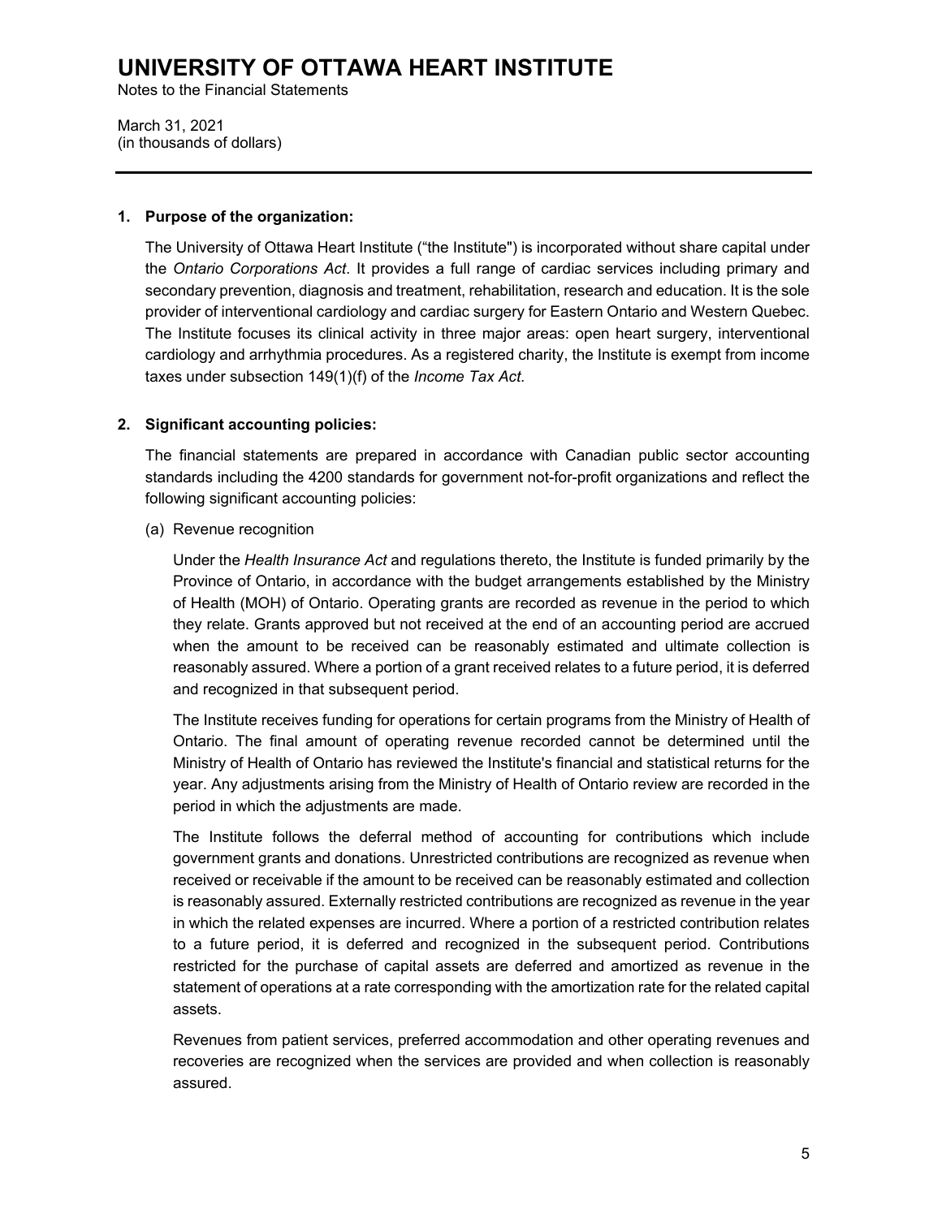# UNIVERSITY OF OTTAWA HEART INSTITUTE

Notes to the Financial Statements

March 31, 2021
(in thousands of dollars)

---

**1. Purpose of the organization:**

The University of Ottawa Heart Institute ("the Institute") is incorporated without share capital under the *Ontario Corporations Act*. It provides a full range of cardiac services including primary and secondary prevention, diagnosis and treatment, rehabilitation, research and education. It is the sole provider of interventional cardiology and cardiac surgery for Eastern Ontario and Western Quebec. The Institute focuses its clinical activity in three major areas: open heart surgery, interventional cardiology and arrhythmia procedures. As a registered charity, the Institute is exempt from income taxes under subsection 149(1)(f) of the *Income Tax Act*.

**2. Significant accounting policies:**

The financial statements are prepared in accordance with Canadian public sector accounting standards including the 4200 standards for government not-for-profit organizations and reflect the following significant accounting policies:

(a) Revenue recognition

Under the *Health Insurance Act* and regulations thereto, the Institute is funded primarily by the Province of Ontario, in accordance with the budget arrangements established by the Ministry of Health (MOH) of Ontario. Operating grants are recorded as revenue in the period to which they relate. Grants approved but not received at the end of an accounting period are accrued when the amount to be received can be reasonably estimated and ultimate collection is reasonably assured. Where a portion of a grant received relates to a future period, it is deferred and recognized in that subsequent period.

The Institute receives funding for operations for certain programs from the Ministry of Health of Ontario. The final amount of operating revenue recorded cannot be determined until the Ministry of Health of Ontario has reviewed the Institute's financial and statistical returns for the year. Any adjustments arising from the Ministry of Health of Ontario review are recorded in the period in which the adjustments are made.

The Institute follows the deferral method of accounting for contributions which include government grants and donations. Unrestricted contributions are recognized as revenue when received or receivable if the amount to be received can be reasonably estimated and collection is reasonably assured. Externally restricted contributions are recognized as revenue in the year in which the related expenses are incurred. Where a portion of a restricted contribution relates to a future period, it is deferred and recognized in the subsequent period. Contributions restricted for the purchase of capital assets are deferred and amortized as revenue in the statement of operations at a rate corresponding with the amortization rate for the related capital assets.

Revenues from patient services, preferred accommodation and other operating revenues and recoveries are recognized when the services are provided and when collection is reasonably assured.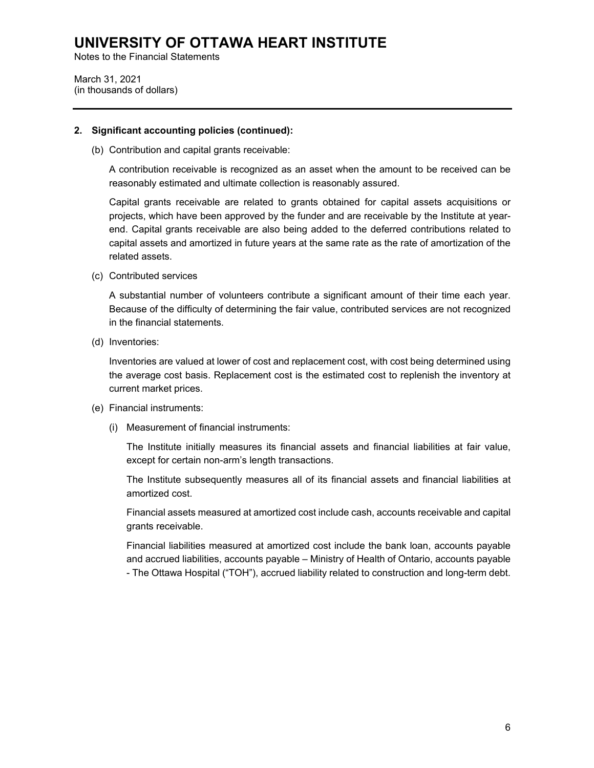# UNIVERSITY OF OTTAWA HEART INSTITUTE

Notes to the Financial Statements

March 31, 2021
(in thousands of dollars)

---

**2. Significant accounting policies (continued):**

(b) Contribution and capital grants receivable:

A contribution receivable is recognized as an asset when the amount to be received can be reasonably estimated and ultimate collection is reasonably assured.

Capital grants receivable are related to grants obtained for capital assets acquisitions or projects, which have been approved by the funder and are receivable by the Institute at year-end. Capital grants receivable are also being added to the deferred contributions related to capital assets and amortized in future years at the same rate as the rate of amortization of the related assets.

(c) Contributed services

A substantial number of volunteers contribute a significant amount of their time each year. Because of the difficulty of determining the fair value, contributed services are not recognized in the financial statements.

(d) Inventories:

Inventories are valued at lower of cost and replacement cost, with cost being determined using the average cost basis. Replacement cost is the estimated cost to replenish the inventory at current market prices.

(e) Financial instruments:

(i) Measurement of financial instruments:

The Institute initially measures its financial assets and financial liabilities at fair value, except for certain non-arm's length transactions.

The Institute subsequently measures all of its financial assets and financial liabilities at amortized cost.

Financial assets measured at amortized cost include cash, accounts receivable and capital grants receivable.

Financial liabilities measured at amortized cost include the bank loan, accounts payable and accrued liabilities, accounts payable – Ministry of Health of Ontario, accounts payable - The Ottawa Hospital ("TOH"), accrued liability related to construction and long-term debt.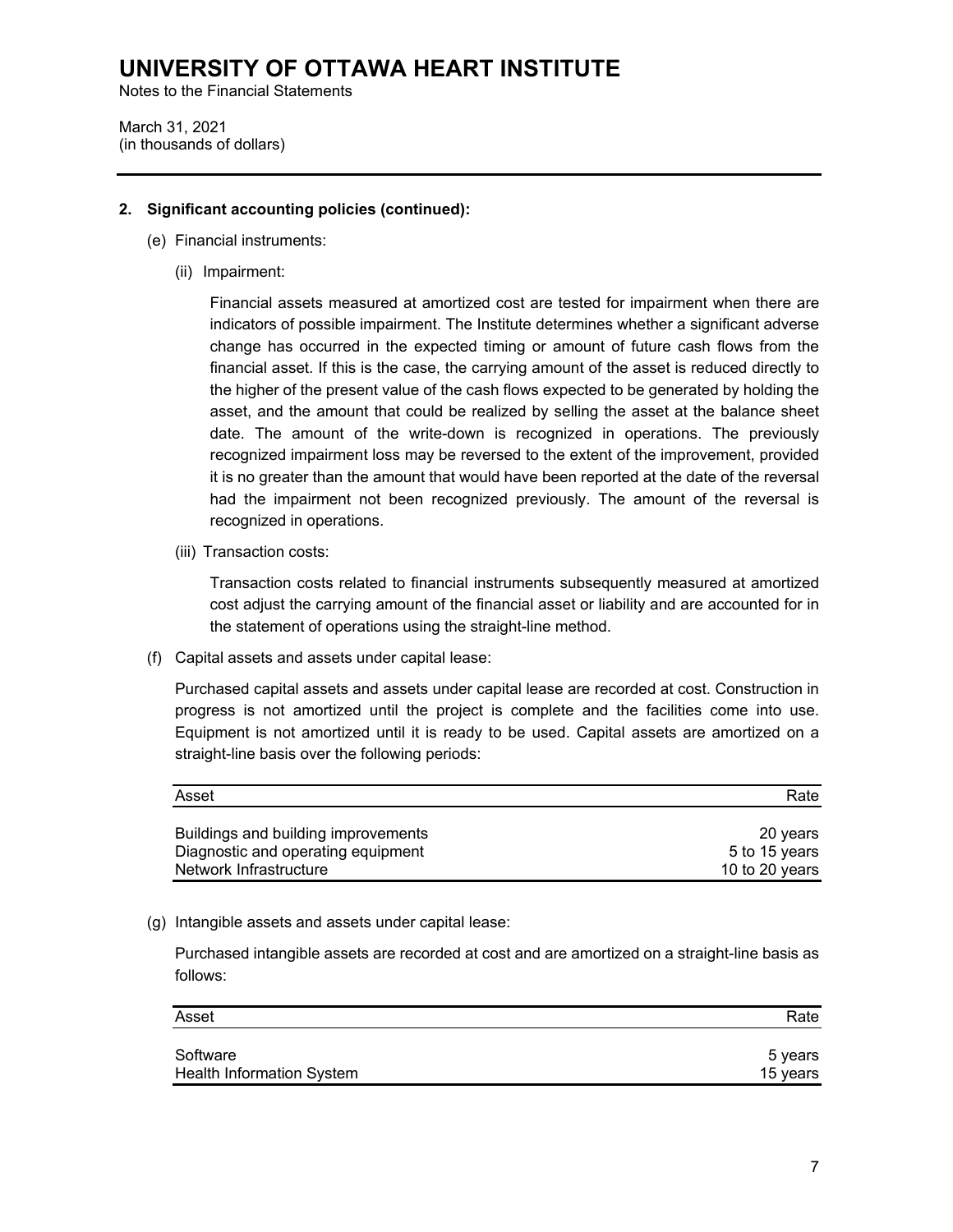## 2. Significant accounting policies (continued):

(e) Financial instruments:

(ii) Impairment:

Financial assets measured at amortized cost are tested for impairment when there are indicators of possible impairment. The Institute determines whether a significant adverse change has occurred in the expected timing or amount of future cash flows from the financial asset. If this is the case, the carrying amount of the asset is reduced directly to the higher of the present value of the cash flows expected to be generated by holding the asset, and the amount that could be realized by selling the asset at the balance sheet date. The amount of the write-down is recognized in operations. The previously recognized impairment loss may be reversed to the extent of the improvement, provided it is no greater than the amount that would have been reported at the date of the reversal had the impairment not been recognized previously. The amount of the reversal is recognized in operations.

(iii) Transaction costs:

Transaction costs related to financial instruments subsequently measured at amortized cost adjust the carrying amount of the financial asset or liability and are accounted for in the statement of operations using the straight-line method.

(f) Capital assets and assets under capital lease:

Purchased capital assets and assets under capital lease are recorded at cost. Construction in progress is not amortized until the project is complete and the facilities come into use. Equipment is not amortized until it is ready to be used. Capital assets are amortized on a straight-line basis over the following periods:

| Asset | Rate |
|---|---|
| Buildings and building improvements | 20 years |
| Diagnostic and operating equipment | 5 to 15 years |
| Network Infrastructure | 10 to 20 years |

(g) Intangible assets and assets under capital lease:

Purchased intangible assets are recorded at cost and are amortized on a straight-line basis as follows:

| Asset | Rate |
|---|---|
| Software | 5 years |
| Health Information System | 15 years |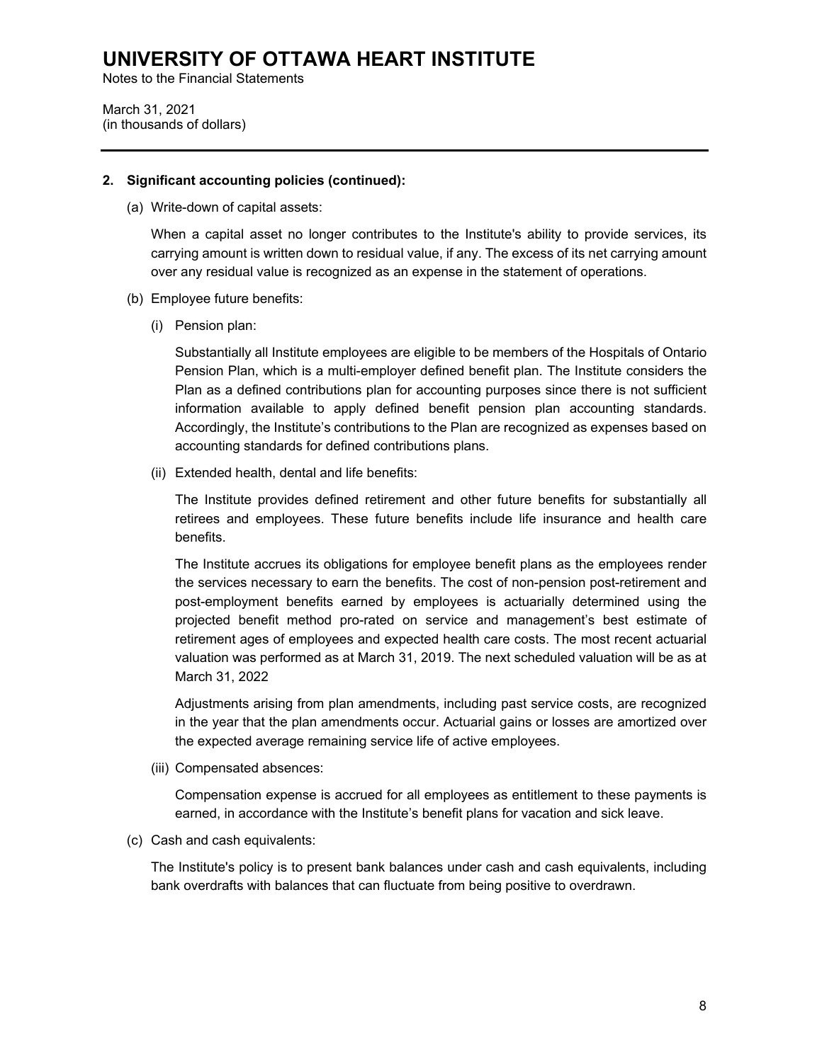# UNIVERSITY OF OTTAWA HEART INSTITUTE

Notes to the Financial Statements

March 31, 2021
(in thousands of dollars)

---

**2. Significant accounting policies (continued):**

(a) Write-down of capital assets:

When a capital asset no longer contributes to the Institute's ability to provide services, its carrying amount is written down to residual value, if any. The excess of its net carrying amount over any residual value is recognized as an expense in the statement of operations.

(b) Employee future benefits:

(i) Pension plan:

Substantially all Institute employees are eligible to be members of the Hospitals of Ontario Pension Plan, which is a multi-employer defined benefit plan. The Institute considers the Plan as a defined contributions plan for accounting purposes since there is not sufficient information available to apply defined benefit pension plan accounting standards. Accordingly, the Institute's contributions to the Plan are recognized as expenses based on accounting standards for defined contributions plans.

(ii) Extended health, dental and life benefits:

The Institute provides defined retirement and other future benefits for substantially all retirees and employees. These future benefits include life insurance and health care benefits.

The Institute accrues its obligations for employee benefit plans as the employees render the services necessary to earn the benefits. The cost of non-pension post-retirement and post-employment benefits earned by employees is actuarially determined using the projected benefit method pro-rated on service and management's best estimate of retirement ages of employees and expected health care costs. The most recent actuarial valuation was performed as at March 31, 2019. The next scheduled valuation will be as at March 31, 2022

Adjustments arising from plan amendments, including past service costs, are recognized in the year that the plan amendments occur. Actuarial gains or losses are amortized over the expected average remaining service life of active employees.

(iii) Compensated absences:

Compensation expense is accrued for all employees as entitlement to these payments is earned, in accordance with the Institute's benefit plans for vacation and sick leave.

(c) Cash and cash equivalents:

The Institute's policy is to present bank balances under cash and cash equivalents, including bank overdrafts with balances that can fluctuate from being positive to overdrawn.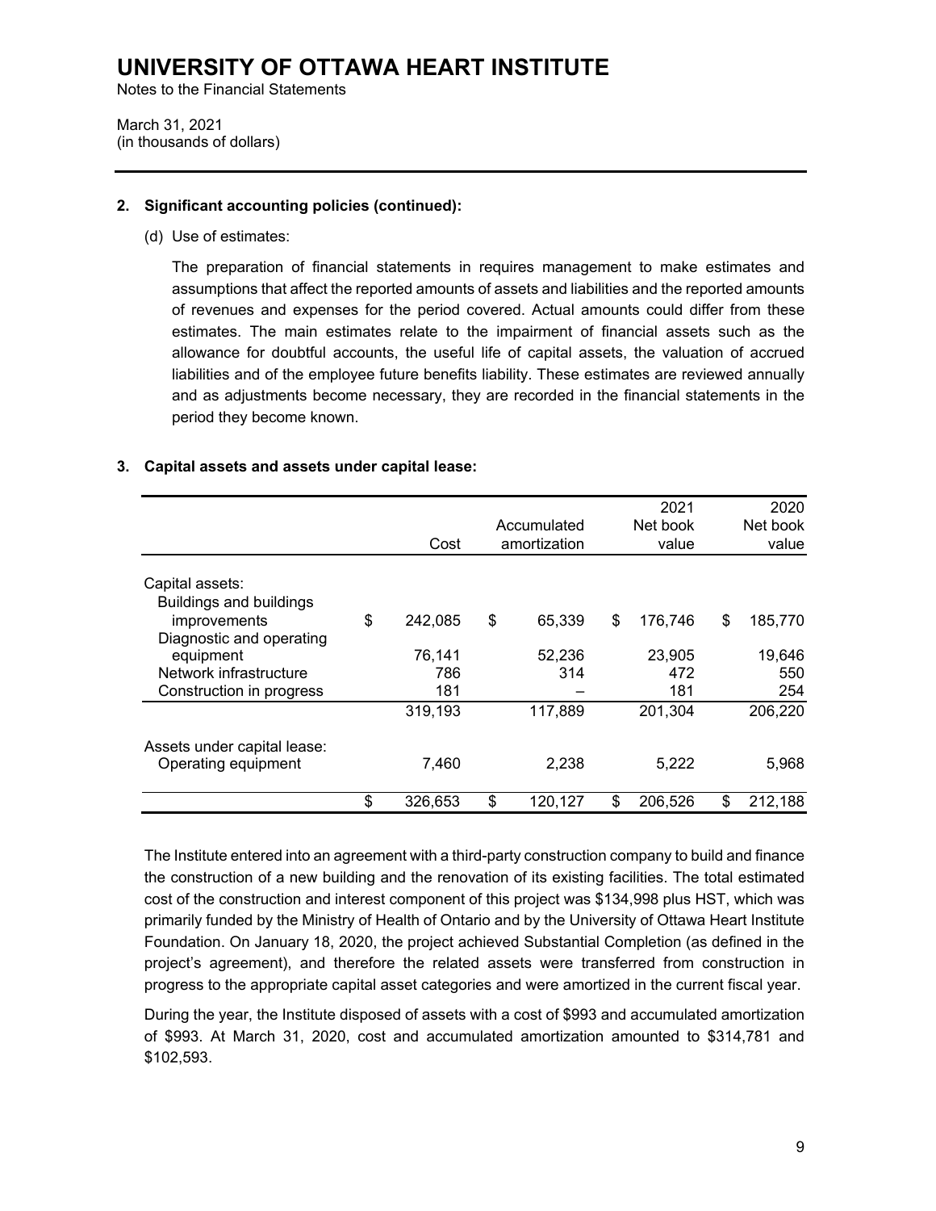# UNIVERSITY OF OTTAWA HEART INSTITUTE

Notes to the Financial Statements

March 31, 2021
(in thousands of dollars)

**2. Significant accounting policies (continued):**

(d) Use of estimates:

The preparation of financial statements in requires management to make estimates and assumptions that affect the reported amounts of assets and liabilities and the reported amounts of revenues and expenses for the period covered. Actual amounts could differ from these estimates. The main estimates relate to the impairment of financial assets such as the allowance for doubtful accounts, the useful life of capital assets, the valuation of accrued liabilities and of the employee future benefits liability. These estimates are reviewed annually and as adjustments become necessary, they are recorded in the financial statements in the period they become known.

**3. Capital assets and assets under capital lease:**

| | Cost | Accumulated amortization | 2021 Net book value | 2020 Net book value |
|---|---|---|---|---|
| Capital assets: | | | | |
| Buildings and buildings improvements | $ 242,085 | $ 65,339 | $ 176,746 | $ 185,770 |
| Diagnostic and operating equipment | 76,141 | 52,236 | 23,905 | 19,646 |
| Network infrastructure | 786 | 314 | 472 | 550 |
| Construction in progress | 181 | – | 181 | 254 |
| | 319,193 | 117,889 | 201,304 | 206,220 |
| Assets under capital lease: | | | | |
| Operating equipment | 7,460 | 2,238 | 5,222 | 5,968 |
| | $ 326,653 | $ 120,127 | $ 206,526 | $ 212,188 |

The Institute entered into an agreement with a third-party construction company to build and finance the construction of a new building and the renovation of its existing facilities. The total estimated cost of the construction and interest component of this project was $134,998 plus HST, which was primarily funded by the Ministry of Health of Ontario and by the University of Ottawa Heart Institute Foundation. On January 18, 2020, the project achieved Substantial Completion (as defined in the project's agreement), and therefore the related assets were transferred from construction in progress to the appropriate capital asset categories and were amortized in the current fiscal year.

During the year, the Institute disposed of assets with a cost of $993 and accumulated amortization of $993. At March 31, 2020, cost and accumulated amortization amounted to $314,781 and $102,593.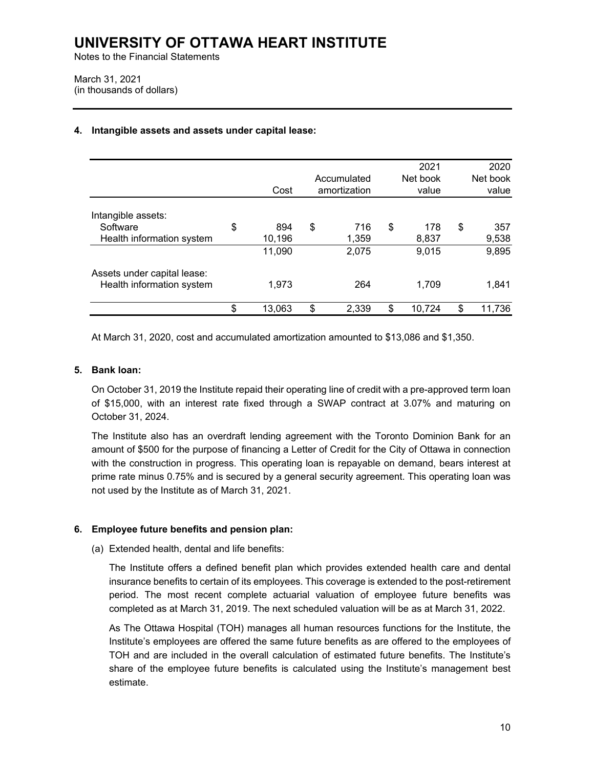# UNIVERSITY OF OTTAWA HEART INSTITUTE

Notes to the Financial Statements

March 31, 2021
(in thousands of dollars)

## 4. Intangible assets and assets under capital lease:

| | Cost | Accumulated amortization | 2021 Net book value | 2020 Net book value |
|---|---|---|---|---|
| Intangible assets: | | | | |
| Software | $ 894 | $ 716 | $ 178 | $ 357 |
| Health information system | 10,196 | 1,359 | 8,837 | 9,538 |
| | 11,090 | 2,075 | 9,015 | 9,895 |
| Assets under capital lease: | | | | |
| Health information system | 1,973 | 264 | 1,709 | 1,841 |
| | $ 13,063 | $ 2,339 | $ 10,724 | $ 11,736 |

At March 31, 2020, cost and accumulated amortization amounted to $13,086 and $1,350.

## 5. Bank loan:

On October 31, 2019 the Institute repaid their operating line of credit with a pre-approved term loan of $15,000, with an interest rate fixed through a SWAP contract at 3.07% and maturing on October 31, 2024.

The Institute also has an overdraft lending agreement with the Toronto Dominion Bank for an amount of $500 for the purpose of financing a Letter of Credit for the City of Ottawa in connection with the construction in progress. This operating loan is repayable on demand, bears interest at prime rate minus 0.75% and is secured by a general security agreement. This operating loan was not used by the Institute as of March 31, 2021.

## 6. Employee future benefits and pension plan:

(a) Extended health, dental and life benefits:

The Institute offers a defined benefit plan which provides extended health care and dental insurance benefits to certain of its employees. This coverage is extended to the post-retirement period. The most recent complete actuarial valuation of employee future benefits was completed as at March 31, 2019. The next scheduled valuation will be as at March 31, 2022.

As The Ottawa Hospital (TOH) manages all human resources functions for the Institute, the Institute's employees are offered the same future benefits as are offered to the employees of TOH and are included in the overall calculation of estimated future benefits. The Institute's share of the employee future benefits is calculated using the Institute's management best estimate.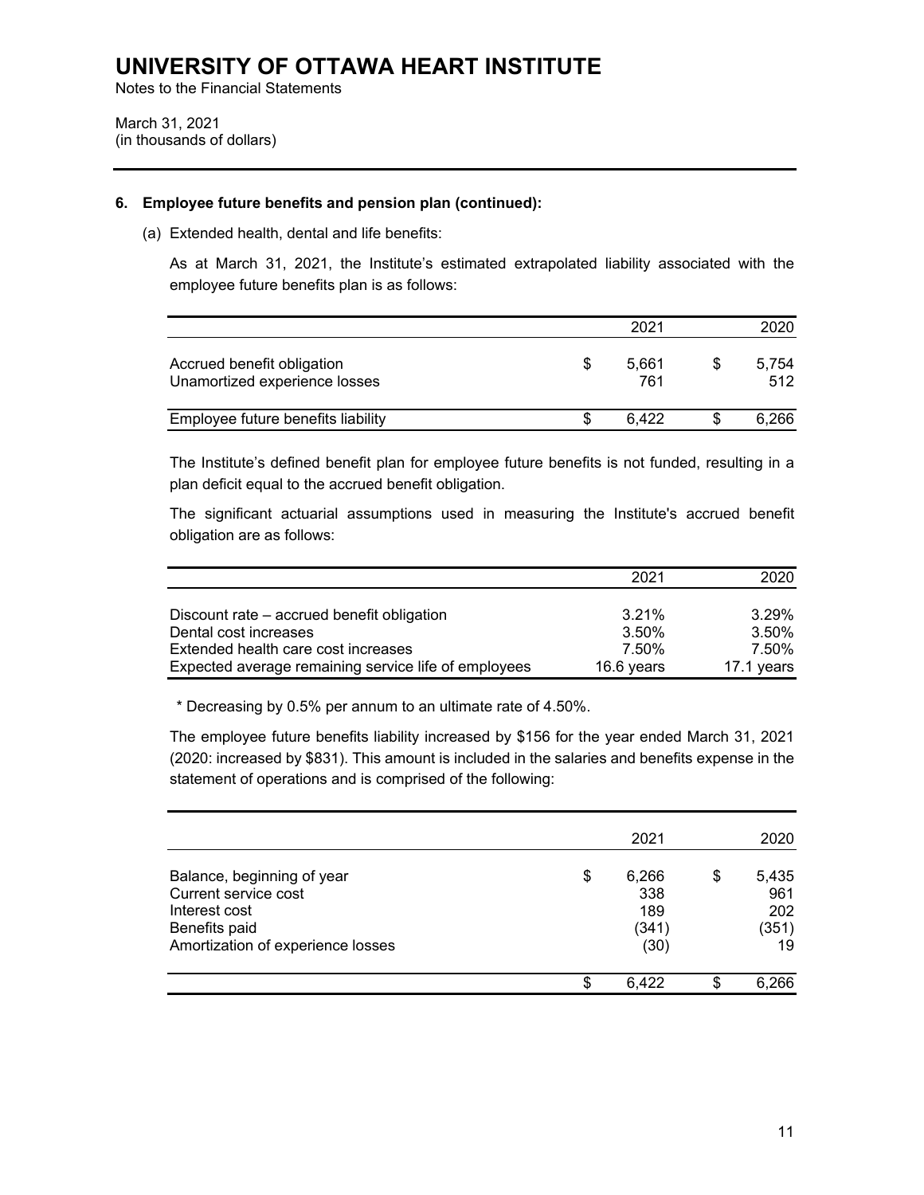# UNIVERSITY OF OTTAWA HEART INSTITUTE

Notes to the Financial Statements

March 31, 2021
(in thousands of dollars)

**6. Employee future benefits and pension plan (continued):**

(a) Extended health, dental and life benefits:

As at March 31, 2021, the Institute's estimated extrapolated liability associated with the employee future benefits plan is as follows:

| | 2021 | 2020 |
|---|---|---|
| Accrued benefit obligation | $ 5,661 | $ 5,754 |
| Unamortized experience losses | 761 | 512 |
| Employee future benefits liability | $ 6,422 | $ 6,266 |

The Institute's defined benefit plan for employee future benefits is not funded, resulting in a plan deficit equal to the accrued benefit obligation.

The significant actuarial assumptions used in measuring the Institute's accrued benefit obligation are as follows:

| | 2021 | 2020 |
|---|---|---|
| Discount rate – accrued benefit obligation | 3.21% | 3.29% |
| Dental cost increases | 3.50% | 3.50% |
| Extended health care cost increases | 7.50% | 7.50% |
| Expected average remaining service life of employees | 16.6 years | 17.1 years |

\* Decreasing by 0.5% per annum to an ultimate rate of 4.50%.

The employee future benefits liability increased by $156 for the year ended March 31, 2021 (2020: increased by $831). This amount is included in the salaries and benefits expense in the statement of operations and is comprised of the following:

| | 2021 | 2020 |
|---|---|---|
| Balance, beginning of year | $ 6,266 | $ 5,435 |
| Current service cost | 338 | 961 |
| Interest cost | 189 | 202 |
| Benefits paid | (341) | (351) |
| Amortization of experience losses | (30) | 19 |
| | $ 6,422 | $ 6,266 |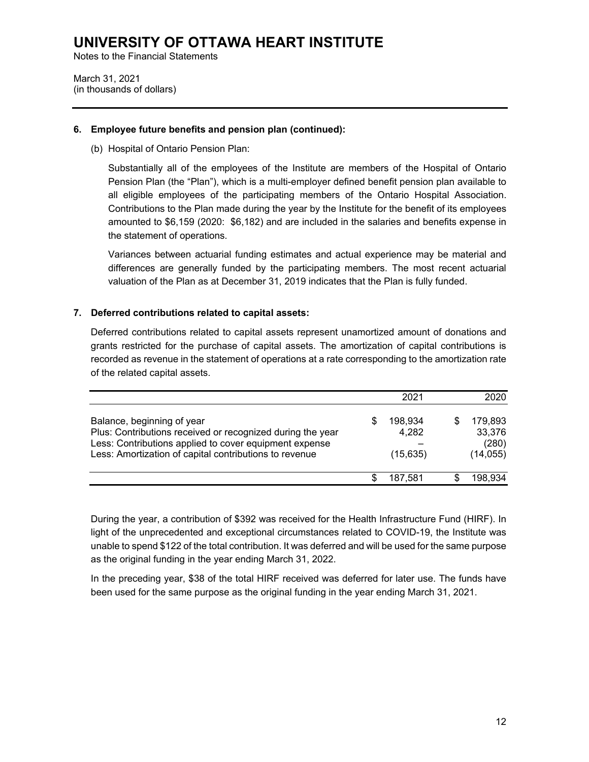**UNIVERSITY OF OTTAWA HEART INSTITUTE**
Notes to the Financial Statements

March 31, 2021
(in thousands of dollars)

**6. Employee future benefits and pension plan (continued):**

(b) Hospital of Ontario Pension Plan:

Substantially all of the employees of the Institute are members of the Hospital of Ontario Pension Plan (the "Plan"), which is a multi-employer defined benefit pension plan available to all eligible employees of the participating members of the Ontario Hospital Association. Contributions to the Plan made during the year by the Institute for the benefit of its employees amounted to $6,159 (2020: $6,182) and are included in the salaries and benefits expense in the statement of operations.

Variances between actuarial funding estimates and actual experience may be material and differences are generally funded by the participating members. The most recent actuarial valuation of the Plan as at December 31, 2019 indicates that the Plan is fully funded.

**7. Deferred contributions related to capital assets:**

Deferred contributions related to capital assets represent unamortized amount of donations and grants restricted for the purchase of capital assets. The amortization of capital contributions is recorded as revenue in the statement of operations at a rate corresponding to the amortization rate of the related capital assets.

| | 2021 | 2020 |
|---|---|---|
| Balance, beginning of year | $ 198,934 | $ 179,893 |
| Plus: Contributions received or recognized during the year | 4,282 | 33,376 |
| Less: Contributions applied to cover equipment expense | – | (280) |
| Less: Amortization of capital contributions to revenue | (15,635) | (14,055) |
| | $ 187,581 | $ 198,934 |

During the year, a contribution of $392 was received for the Health Infrastructure Fund (HIRF). In light of the unprecedented and exceptional circumstances related to COVID-19, the Institute was unable to spend $122 of the total contribution. It was deferred and will be used for the same purpose as the original funding in the year ending March 31, 2022.

In the preceding year, $38 of the total HIRF received was deferred for later use. The funds have been used for the same purpose as the original funding in the year ending March 31, 2021.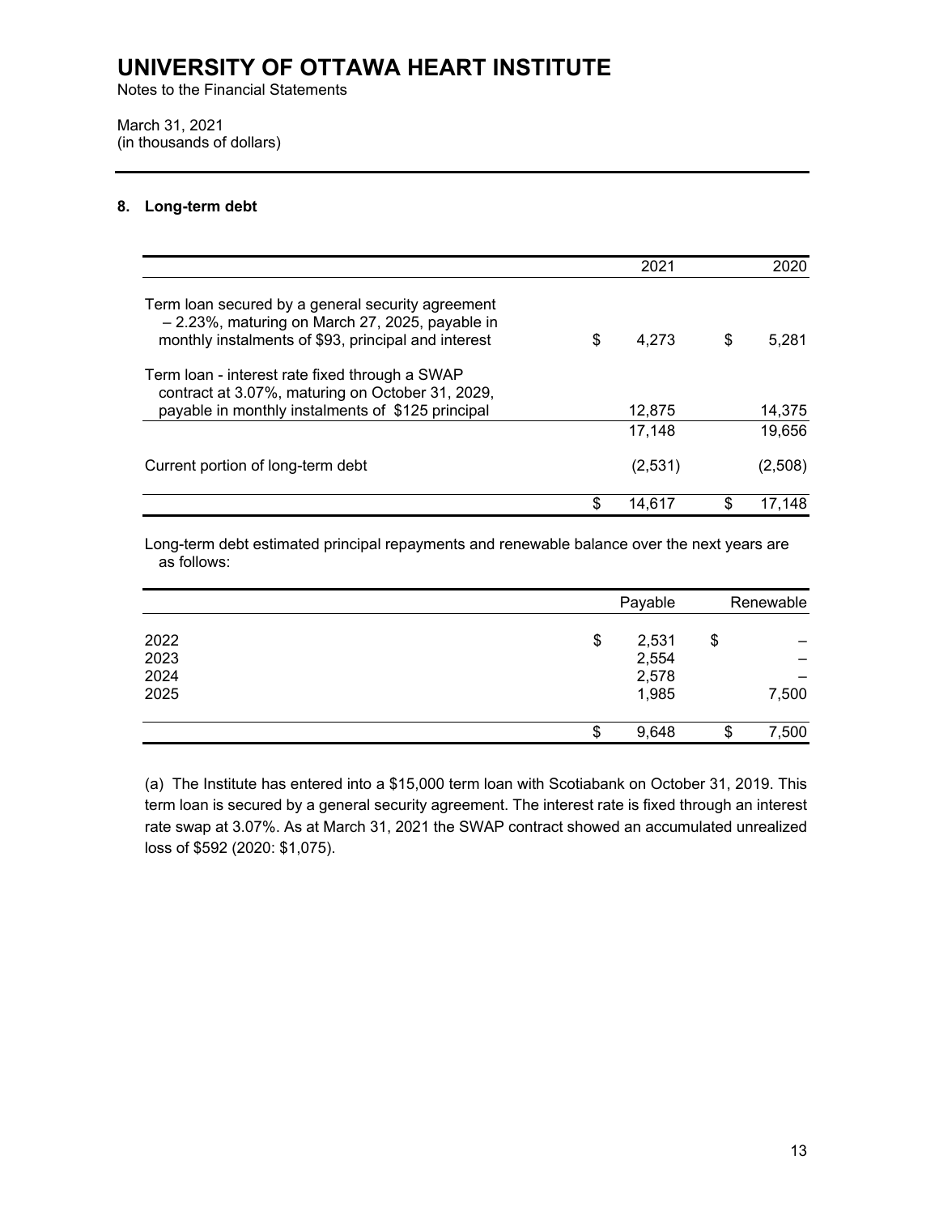# UNIVERSITY OF OTTAWA HEART INSTITUTE

Notes to the Financial Statements

March 31, 2021
(in thousands of dollars)

## 8. Long-term debt

| | 2021 | 2020 |
|---|---|---|
| Term loan secured by a general security agreement – 2.23%, maturing on March 27, 2025, payable in monthly instalments of $93, principal and interest | $ 4,273 | $ 5,281 |
| Term loan - interest rate fixed through a SWAP contract at 3.07%, maturing on October 31, 2029, payable in monthly instalments of $125 principal | 12,875 | 14,375 |
| | 17,148 | 19,656 |
| Current portion of long-term debt | (2,531) | (2,508) |
| | $ 14,617 | $ 17,148 |

Long-term debt estimated principal repayments and renewable balance over the next years are as follows:

| | Payable | Renewable |
|---|---|---|
| 2022 | $ 2,531 | $ – |
| 2023 | 2,554 | – |
| 2024 | 2,578 | – |
| 2025 | 1,985 | 7,500 |
| | $ 9,648 | $ 7,500 |

(a) The Institute has entered into a $15,000 term loan with Scotiabank on October 31, 2019. This term loan is secured by a general security agreement. The interest rate is fixed through an interest rate swap at 3.07%. As at March 31, 2021 the SWAP contract showed an accumulated unrealized loss of $592 (2020: $1,075).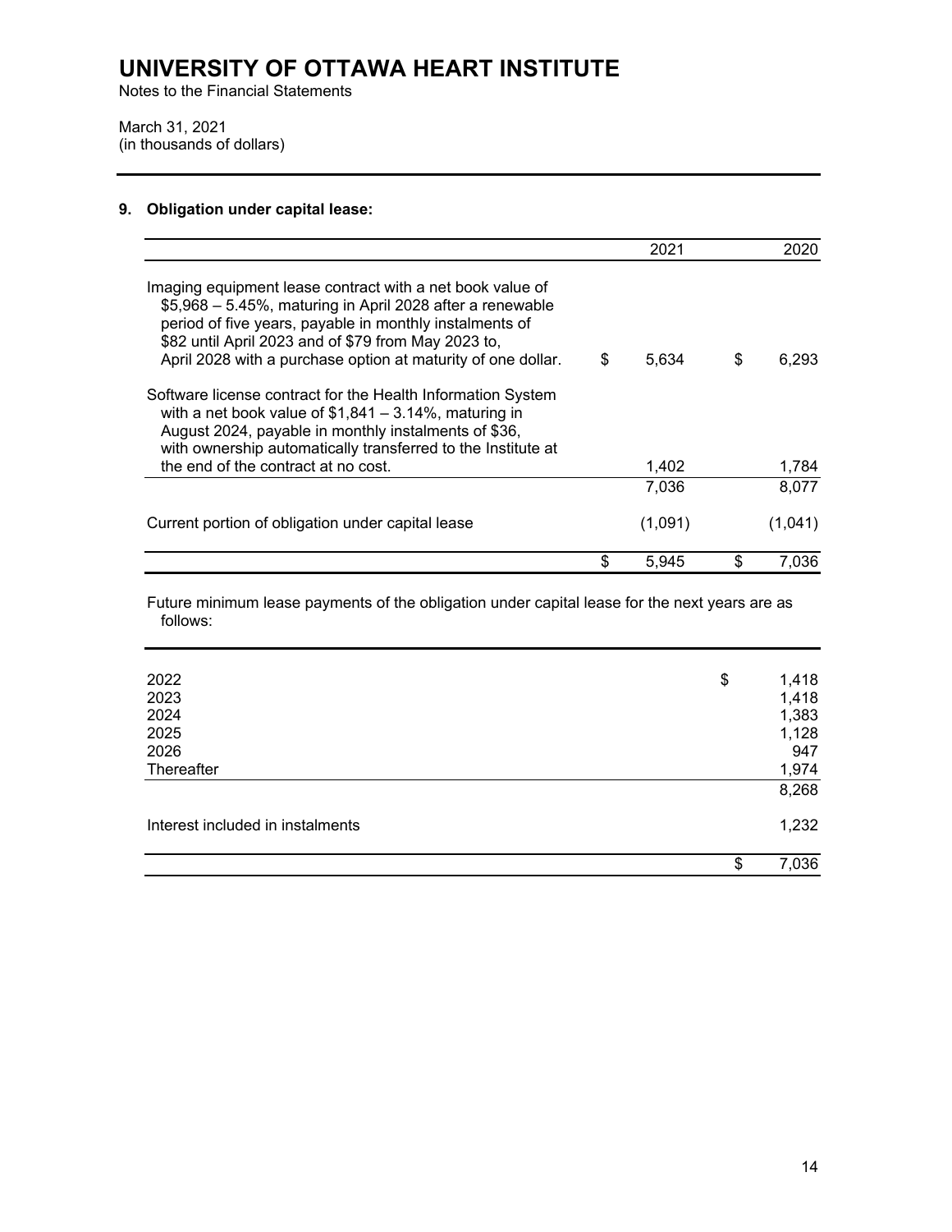# UNIVERSITY OF OTTAWA HEART INSTITUTE

Notes to the Financial Statements

March 31, 2021
(in thousands of dollars)

## 9. Obligation under capital lease:

| | 2021 | 2020 |
|---|---|---|
| Imaging equipment lease contract with a net book value of \$5,968 – 5.45%, maturing in April 2028 after a renewable period of five years, payable in monthly instalments of \$82 until April 2023 and of \$79 from May 2023 to, April 2028 with a purchase option at maturity of one dollar. | \$ 5,634 | \$ 6,293 |
| Software license contract for the Health Information System with a net book value of \$1,841 – 3.14%, maturing in August 2024, payable in monthly instalments of \$36, with ownership automatically transferred to the Institute at the end of the contract at no cost. | 1,402 | 1,784 |
| | 7,036 | 8,077 |
| Current portion of obligation under capital lease | (1,091) | (1,041) |
| | \$ 5,945 | \$ 7,036 |

Future minimum lease payments of the obligation under capital lease for the next years are as follows:

| | |
|---|---|
| 2022 | \$ 1,418 |
| 2023 | 1,418 |
| 2024 | 1,383 |
| 2025 | 1,128 |
| 2026 | 947 |
| Thereafter | 1,974 |
| | 8,268 |
| Interest included in instalments | 1,232 |
| | \$ 7,036 |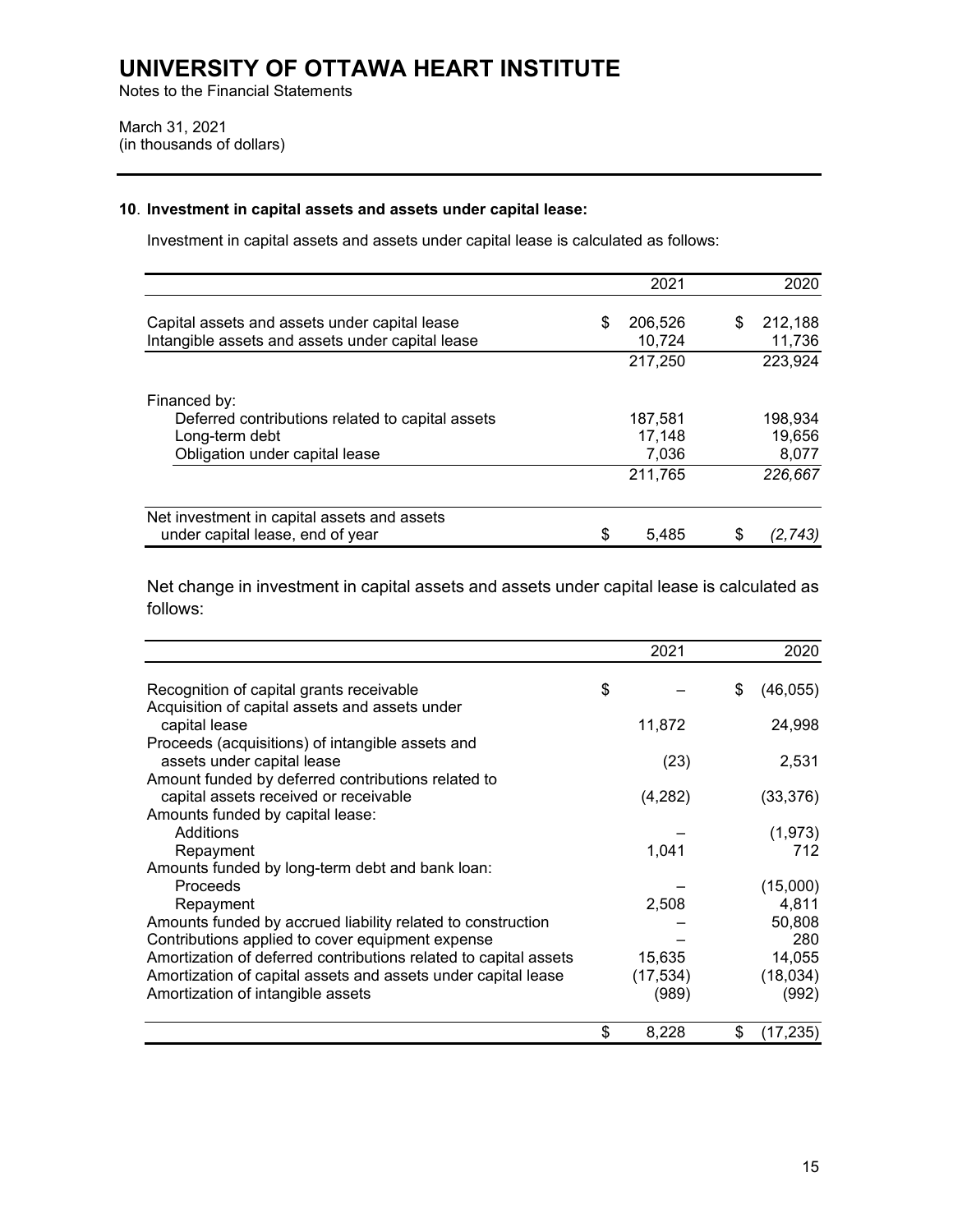# UNIVERSITY OF OTTAWA HEART INSTITUTE

Notes to the Financial Statements

March 31, 2021
(in thousands of dollars)

### 10. Investment in capital assets and assets under capital lease:

Investment in capital assets and assets under capital lease is calculated as follows:

| | 2021 | 2020 |
|---|---|---|
| Capital assets and assets under capital lease | $ 206,526 | $ 212,188 |
| Intangible assets and assets under capital lease | 10,724 | 11,736 |
| | 217,250 | 223,924 |
| Financed by: | | |
| Deferred contributions related to capital assets | 187,581 | 198,934 |
| Long-term debt | 17,148 | 19,656 |
| Obligation under capital lease | 7,036 | 8,077 |
| | 211,765 | *226,667* |
| Net investment in capital assets and assets under capital lease, end of year | $ 5,485 | $ *(2,743)* |

Net change in investment in capital assets and assets under capital lease is calculated as follows:

| | 2021 | 2020 |
|---|---|---|
| Recognition of capital grants receivable | $ – | $ (46,055) |
| Acquisition of capital assets and assets under capital lease | 11,872 | 24,998 |
| Proceeds (acquisitions) of intangible assets and assets under capital lease | (23) | 2,531 |
| Amount funded by deferred contributions related to capital assets received or receivable | (4,282) | (33,376) |
| Amounts funded by capital lease: | | |
| Additions | – | (1,973) |
| Repayment | 1,041 | 712 |
| Amounts funded by long-term debt and bank loan: | | |
| Proceeds | – | (15,000) |
| Repayment | 2,508 | 4,811 |
| Amounts funded by accrued liability related to construction | – | 50,808 |
| Contributions applied to cover equipment expense | – | 280 |
| Amortization of deferred contributions related to capital assets | 15,635 | 14,055 |
| Amortization of capital assets and assets under capital lease | (17,534) | (18,034) |
| Amortization of intangible assets | (989) | (992) |
| | $ 8,228 | $ (17,235) |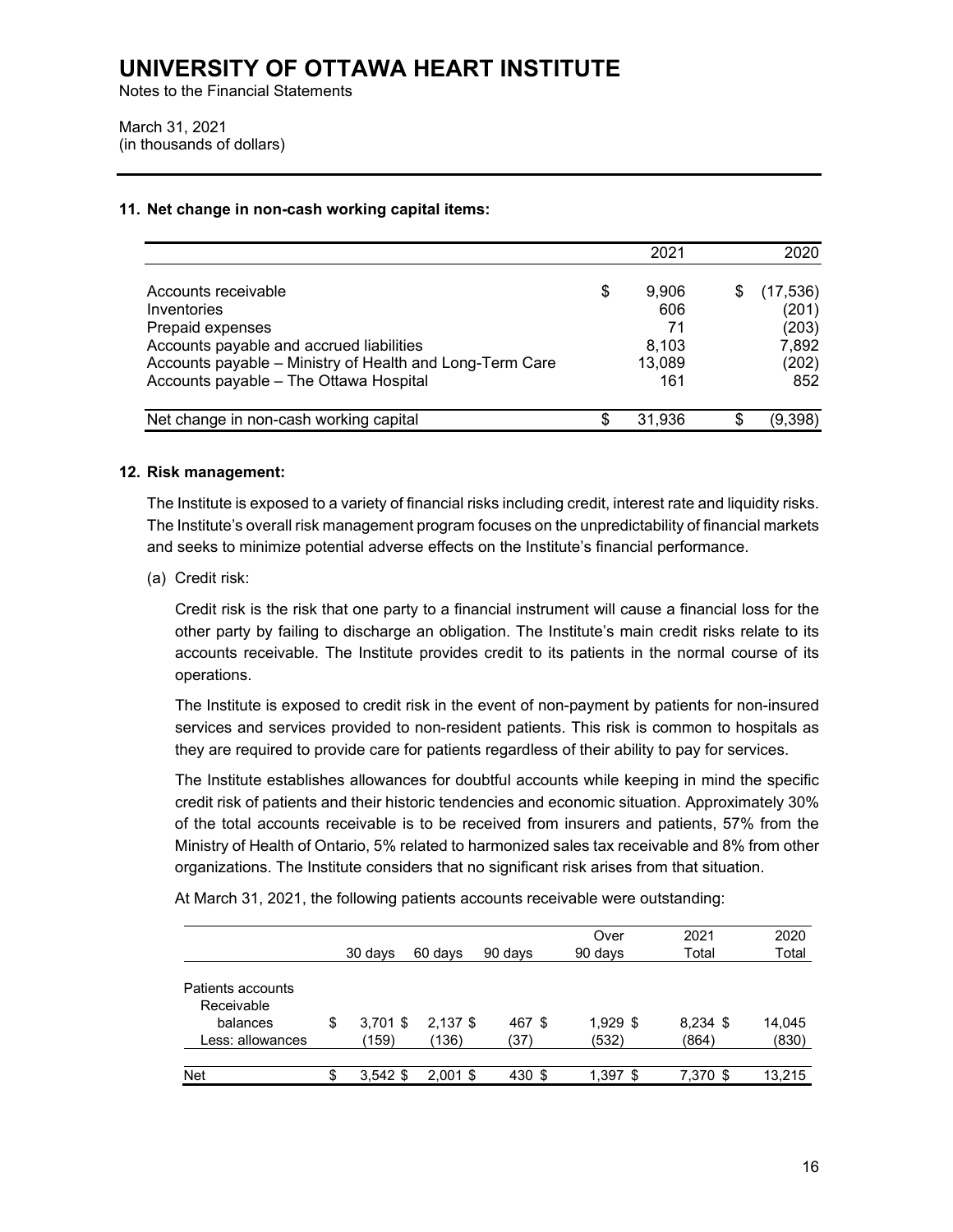## 11. Net change in non-cash working capital items:

| | 2021 | 2020 |
|---|---|---|
| Accounts receivable | $ 9,906 | $ (17,536) |
| Inventories | 606 | (201) |
| Prepaid expenses | 71 | (203) |
| Accounts payable and accrued liabilities | 8,103 | 7,892 |
| Accounts payable – Ministry of Health and Long-Term Care | 13,089 | (202) |
| Accounts payable – The Ottawa Hospital | 161 | 852 |
| Net change in non-cash working capital | $ 31,936 | $ (9,398) |

## 12. Risk management:

The Institute is exposed to a variety of financial risks including credit, interest rate and liquidity risks. The Institute's overall risk management program focuses on the unpredictability of financial markets and seeks to minimize potential adverse effects on the Institute's financial performance.

(a) Credit risk:

Credit risk is the risk that one party to a financial instrument will cause a financial loss for the other party by failing to discharge an obligation. The Institute's main credit risks relate to its accounts receivable. The Institute provides credit to its patients in the normal course of its operations.

The Institute is exposed to credit risk in the event of non-payment by patients for non-insured services and services provided to non-resident patients. This risk is common to hospitals as they are required to provide care for patients regardless of their ability to pay for services.

The Institute establishes allowances for doubtful accounts while keeping in mind the specific credit risk of patients and their historic tendencies and economic situation. Approximately 30% of the total accounts receivable is to be received from insurers and patients, 57% from the Ministry of Health of Ontario, 5% related to harmonized sales tax receivable and 8% from other organizations. The Institute considers that no significant risk arises from that situation.

At March 31, 2021, the following patients accounts receivable were outstanding:

| | 30 days | 60 days | 90 days | Over 90 days | 2021 Total | 2020 Total |
|---|---|---|---|---|---|---|
| Patients accounts Receivable balances | $ 3,701 | $ 2,137 | $ 467 | $ 1,929 | $ 8,234 | $ 14,045 |
| Less: allowances | (159) | (136) | (37) | (532) | (864) | (830) |
| Net | $ 3,542 | $ 2,001 | $ 430 | $ 1,397 | $ 7,370 | $ 13,215 |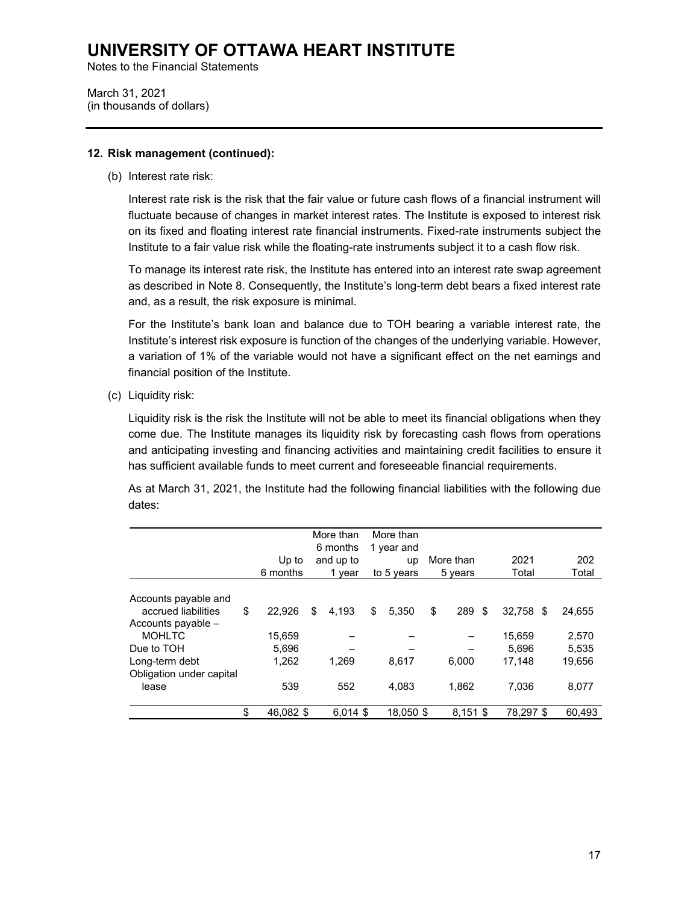# UNIVERSITY OF OTTAWA HEART INSTITUTE

Notes to the Financial Statements

March 31, 2021
(in thousands of dollars)

---

**12. Risk management (continued):**

(b) Interest rate risk:

Interest rate risk is the risk that the fair value or future cash flows of a financial instrument will fluctuate because of changes in market interest rates. The Institute is exposed to interest risk on its fixed and floating interest rate financial instruments. Fixed-rate instruments subject the Institute to a fair value risk while the floating-rate instruments subject it to a cash flow risk.

To manage its interest rate risk, the Institute has entered into an interest rate swap agreement as described in Note 8. Consequently, the Institute's long-term debt bears a fixed interest rate and, as a result, the risk exposure is minimal.

For the Institute's bank loan and balance due to TOH bearing a variable interest rate, the Institute's interest risk exposure is function of the changes of the underlying variable. However, a variation of 1% of the variable would not have a significant effect on the net earnings and financial position of the Institute.

(c) Liquidity risk:

Liquidity risk is the risk the Institute will not be able to meet its financial obligations when they come due. The Institute manages its liquidity risk by forecasting cash flows from operations and anticipating investing and financing activities and maintaining credit facilities to ensure it has sufficient available funds to meet current and foreseeable financial requirements.

As at March 31, 2021, the Institute had the following financial liabilities with the following due dates:

| | Up to 6 months | More than 6 months and up to 1 year | More than 1 year and up to 5 years | More than 5 years | 2021 Total | 202 Total |
|---|---|---|---|---|---|---|
| Accounts payable and accrued liabilities | $ 22,926 | $ 4,193 | $ 5,350 | $ 289 | $ 32,758 | $ 24,655 |
| Accounts payable – MOHLTC | 15,659 | – | – | – | 15,659 | 2,570 |
| Due to TOH | 5,696 | – | – | – | 5,696 | 5,535 |
| Long-term debt | 1,262 | 1,269 | 8,617 | 6,000 | 17,148 | 19,656 |
| Obligation under capital lease | 539 | 552 | 4,083 | 1,862 | 7,036 | 8,077 |
| | $ 46,082 | $ 6,014 | $ 18,050 | $ 8,151 | $ 78,297 | $ 60,493 |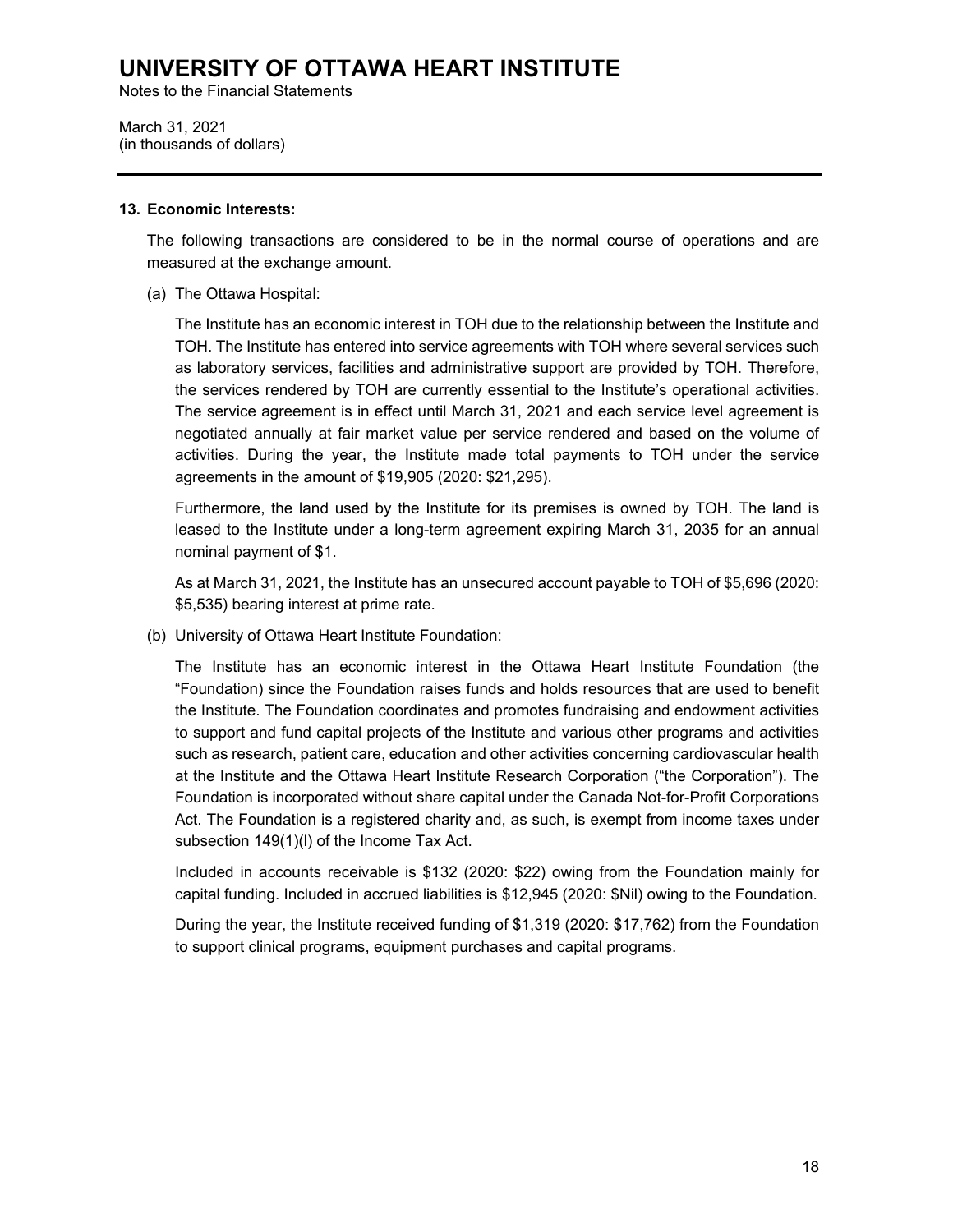# UNIVERSITY OF OTTAWA HEART INSTITUTE

Notes to the Financial Statements

March 31, 2021
(in thousands of dollars)

---

**13. Economic Interests:**

The following transactions are considered to be in the normal course of operations and are measured at the exchange amount.

(a) The Ottawa Hospital:

The Institute has an economic interest in TOH due to the relationship between the Institute and TOH. The Institute has entered into service agreements with TOH where several services such as laboratory services, facilities and administrative support are provided by TOH. Therefore, the services rendered by TOH are currently essential to the Institute's operational activities. The service agreement is in effect until March 31, 2021 and each service level agreement is negotiated annually at fair market value per service rendered and based on the volume of activities. During the year, the Institute made total payments to TOH under the service agreements in the amount of $19,905 (2020: $21,295).

Furthermore, the land used by the Institute for its premises is owned by TOH. The land is leased to the Institute under a long-term agreement expiring March 31, 2035 for an annual nominal payment of $1.

As at March 31, 2021, the Institute has an unsecured account payable to TOH of $5,696 (2020: $5,535) bearing interest at prime rate.

(b) University of Ottawa Heart Institute Foundation:

The Institute has an economic interest in the Ottawa Heart Institute Foundation (the "Foundation) since the Foundation raises funds and holds resources that are used to benefit the Institute. The Foundation coordinates and promotes fundraising and endowment activities to support and fund capital projects of the Institute and various other programs and activities such as research, patient care, education and other activities concerning cardiovascular health at the Institute and the Ottawa Heart Institute Research Corporation ("the Corporation"). The Foundation is incorporated without share capital under the Canada Not-for-Profit Corporations Act. The Foundation is a registered charity and, as such, is exempt from income taxes under subsection 149(1)(l) of the Income Tax Act.

Included in accounts receivable is $132 (2020: $22) owing from the Foundation mainly for capital funding. Included in accrued liabilities is $12,945 (2020: $Nil) owing to the Foundation.

During the year, the Institute received funding of $1,319 (2020: $17,762) from the Foundation to support clinical programs, equipment purchases and capital programs.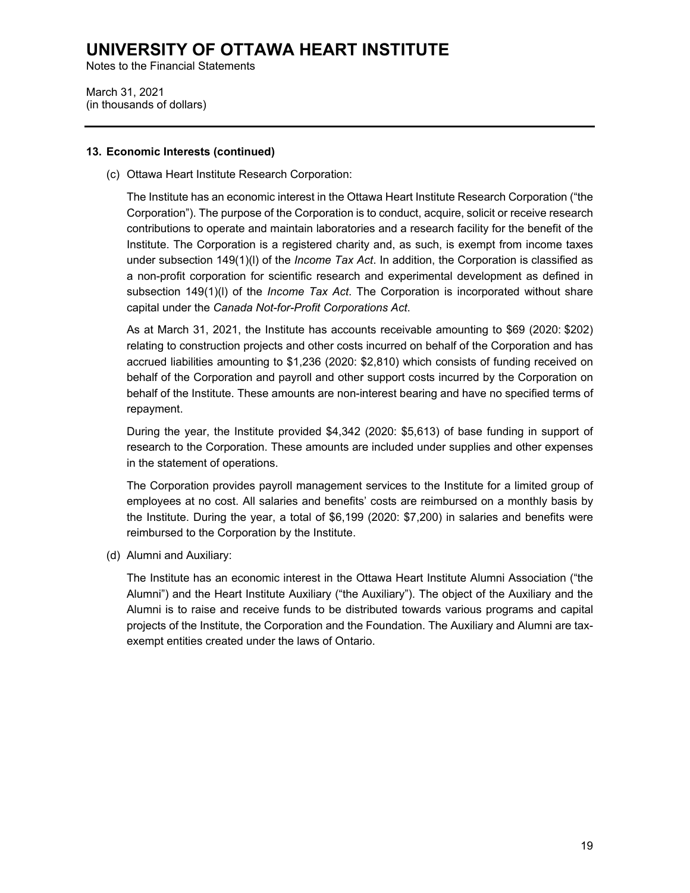## 13. Economic Interests (continued)

(c) Ottawa Heart Institute Research Corporation:

The Institute has an economic interest in the Ottawa Heart Institute Research Corporation ("the Corporation"). The purpose of the Corporation is to conduct, acquire, solicit or receive research contributions to operate and maintain laboratories and a research facility for the benefit of the Institute. The Corporation is a registered charity and, as such, is exempt from income taxes under subsection 149(1)(l) of the *Income Tax Act*. In addition, the Corporation is classified as a non-profit corporation for scientific research and experimental development as defined in subsection 149(1)(l) of the *Income Tax Act*. The Corporation is incorporated without share capital under the *Canada Not-for-Profit Corporations Act*.

As at March 31, 2021, the Institute has accounts receivable amounting to $69 (2020: $202) relating to construction projects and other costs incurred on behalf of the Corporation and has accrued liabilities amounting to $1,236 (2020: $2,810) which consists of funding received on behalf of the Corporation and payroll and other support costs incurred by the Corporation on behalf of the Institute. These amounts are non-interest bearing and have no specified terms of repayment.

During the year, the Institute provided $4,342 (2020: $5,613) of base funding in support of research to the Corporation. These amounts are included under supplies and other expenses in the statement of operations.

The Corporation provides payroll management services to the Institute for a limited group of employees at no cost. All salaries and benefits' costs are reimbursed on a monthly basis by the Institute. During the year, a total of $6,199 (2020: $7,200) in salaries and benefits were reimbursed to the Corporation by the Institute.

(d) Alumni and Auxiliary:

The Institute has an economic interest in the Ottawa Heart Institute Alumni Association ("the Alumni") and the Heart Institute Auxiliary ("the Auxiliary"). The object of the Auxiliary and the Alumni is to raise and receive funds to be distributed towards various programs and capital projects of the Institute, the Corporation and the Foundation. The Auxiliary and Alumni are tax-exempt entities created under the laws of Ontario.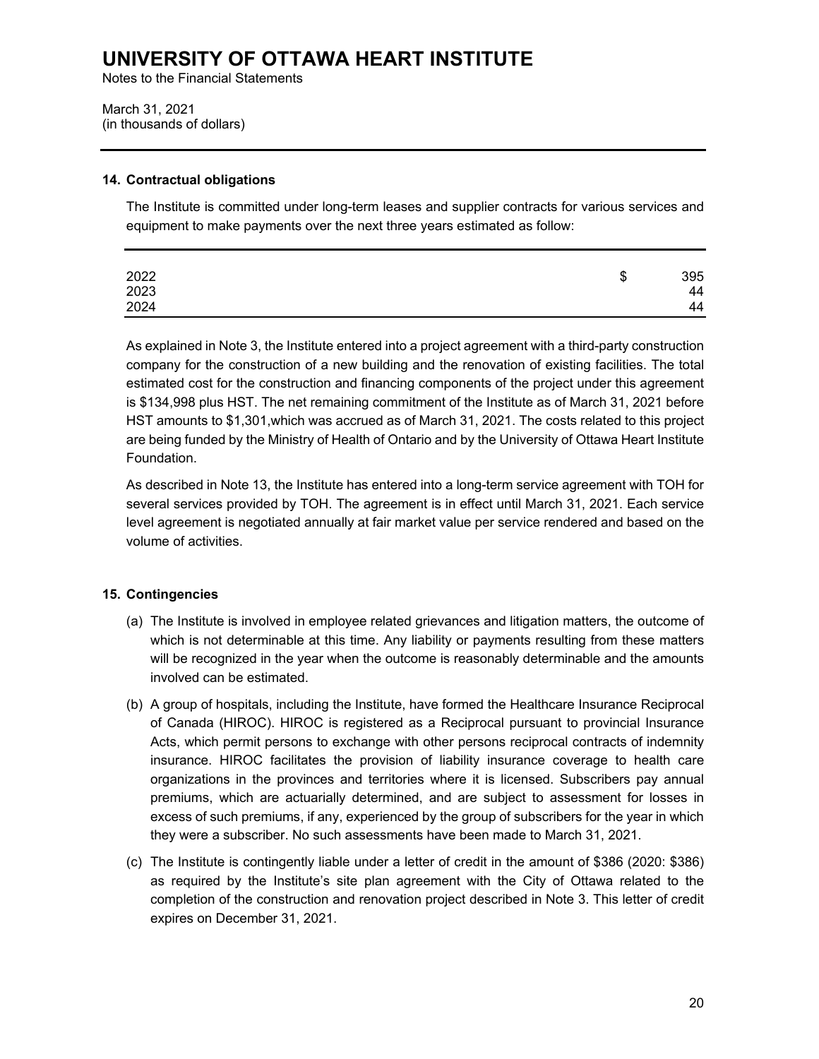# UNIVERSITY OF OTTAWA HEART INSTITUTE

Notes to the Financial Statements

March 31, 2021
(in thousands of dollars)

### 14. Contractual obligations

The Institute is committed under long-term leases and supplier contracts for various services and equipment to make payments over the next three years estimated as follow:

| | | |
|---|---|---|
| 2022 | $ | 395 |
| 2023 | | 44 |
| 2024 | | 44 |

As explained in Note 3, the Institute entered into a project agreement with a third-party construction company for the construction of a new building and the renovation of existing facilities. The total estimated cost for the construction and financing components of the project under this agreement is $134,998 plus HST. The net remaining commitment of the Institute as of March 31, 2021 before HST amounts to $1,301,which was accrued as of March 31, 2021. The costs related to this project are being funded by the Ministry of Health of Ontario and by the University of Ottawa Heart Institute Foundation.

As described in Note 13, the Institute has entered into a long-term service agreement with TOH for several services provided by TOH. The agreement is in effect until March 31, 2021. Each service level agreement is negotiated annually at fair market value per service rendered and based on the volume of activities.

### 15. Contingencies

(a) The Institute is involved in employee related grievances and litigation matters, the outcome of which is not determinable at this time. Any liability or payments resulting from these matters will be recognized in the year when the outcome is reasonably determinable and the amounts involved can be estimated.

(b) A group of hospitals, including the Institute, have formed the Healthcare Insurance Reciprocal of Canada (HIROC). HIROC is registered as a Reciprocal pursuant to provincial Insurance Acts, which permit persons to exchange with other persons reciprocal contracts of indemnity insurance. HIROC facilitates the provision of liability insurance coverage to health care organizations in the provinces and territories where it is licensed. Subscribers pay annual premiums, which are actuarially determined, and are subject to assessment for losses in excess of such premiums, if any, experienced by the group of subscribers for the year in which they were a subscriber. No such assessments have been made to March 31, 2021.

(c) The Institute is contingently liable under a letter of credit in the amount of $386 (2020: $386) as required by the Institute's site plan agreement with the City of Ottawa related to the completion of the construction and renovation project described in Note 3. This letter of credit expires on December 31, 2021.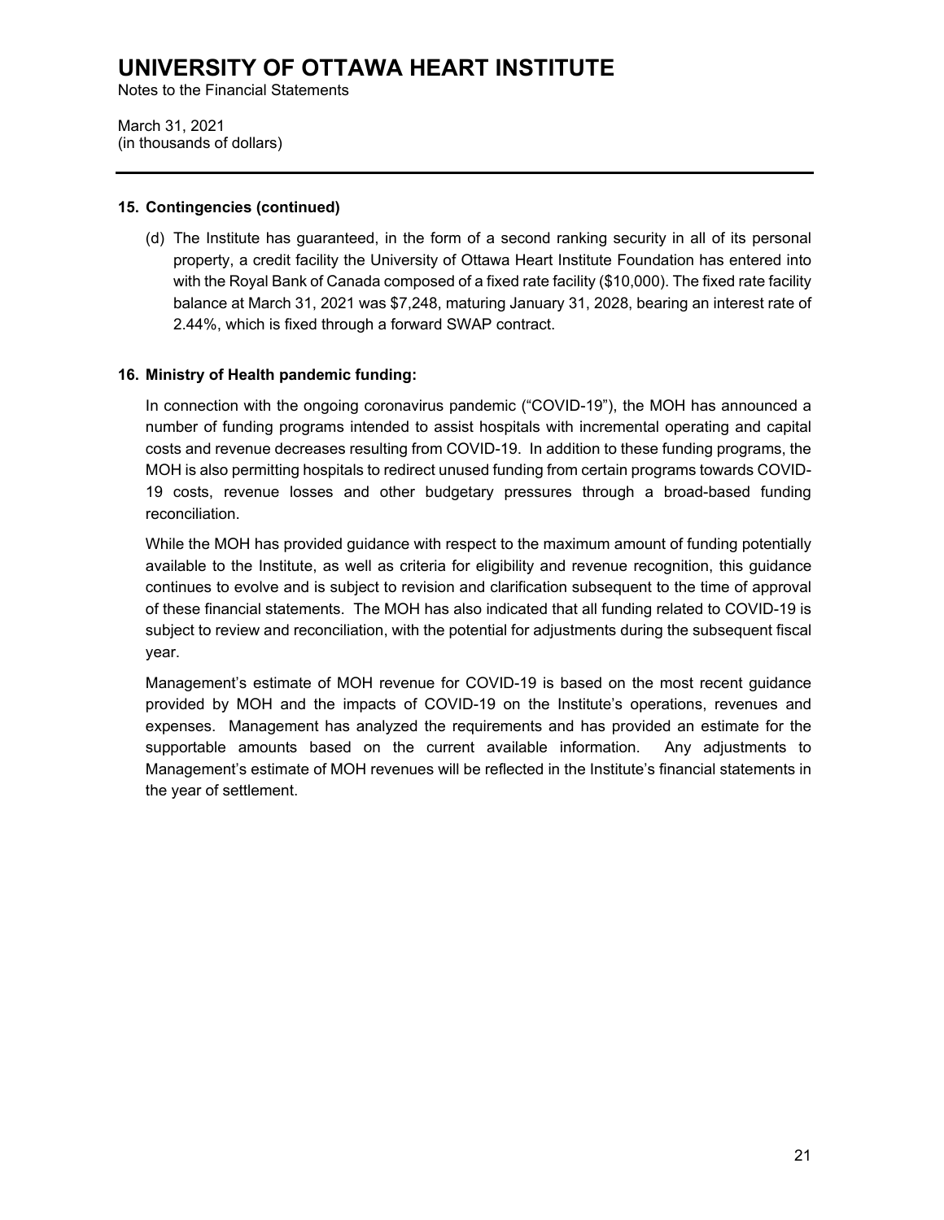## 15. Contingencies (continued)

(d) The Institute has guaranteed, in the form of a second ranking security in all of its personal property, a credit facility the University of Ottawa Heart Institute Foundation has entered into with the Royal Bank of Canada composed of a fixed rate facility ($10,000). The fixed rate facility balance at March 31, 2021 was $7,248, maturing January 31, 2028, bearing an interest rate of 2.44%, which is fixed through a forward SWAP contract.

## 16. Ministry of Health pandemic funding:

In connection with the ongoing coronavirus pandemic ("COVID-19"), the MOH has announced a number of funding programs intended to assist hospitals with incremental operating and capital costs and revenue decreases resulting from COVID-19. In addition to these funding programs, the MOH is also permitting hospitals to redirect unused funding from certain programs towards COVID-19 costs, revenue losses and other budgetary pressures through a broad-based funding reconciliation.

While the MOH has provided guidance with respect to the maximum amount of funding potentially available to the Institute, as well as criteria for eligibility and revenue recognition, this guidance continues to evolve and is subject to revision and clarification subsequent to the time of approval of these financial statements. The MOH has also indicated that all funding related to COVID-19 is subject to review and reconciliation, with the potential for adjustments during the subsequent fiscal year.

Management's estimate of MOH revenue for COVID-19 is based on the most recent guidance provided by MOH and the impacts of COVID-19 on the Institute's operations, revenues and expenses. Management has analyzed the requirements and has provided an estimate for the supportable amounts based on the current available information. Any adjustments to Management's estimate of MOH revenues will be reflected in the Institute's financial statements in the year of settlement.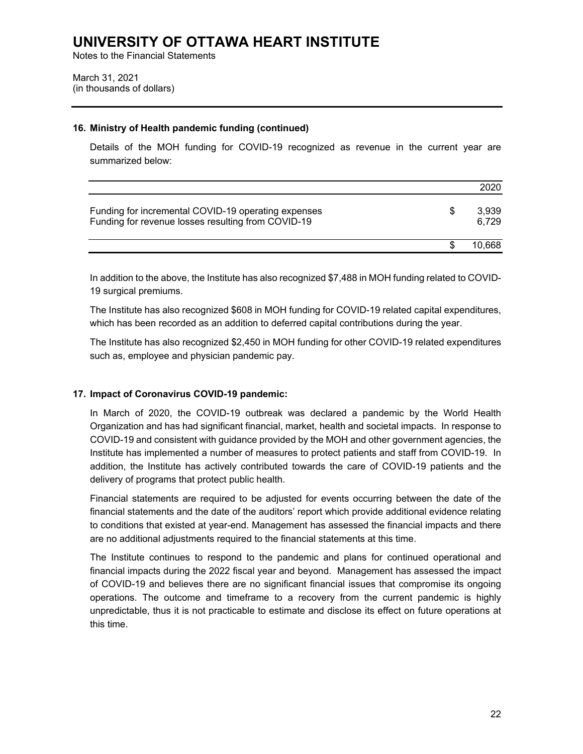### 16. Ministry of Health pandemic funding (continued)

Details of the MOH funding for COVID-19 recognized as revenue in the current year are summarized below:

| | | 2020 |
|---|---|---|
| Funding for incremental COVID-19 operating expenses | $ | 3,939 |
| Funding for revenue losses resulting from COVID-19 | | 6,729 |
| | $ | 10,668 |

In addition to the above, the Institute has also recognized $7,488 in MOH funding related to COVID-19 surgical premiums.

The Institute has also recognized $608 in MOH funding for COVID-19 related capital expenditures, which has been recorded as an addition to deferred capital contributions during the year.

The Institute has also recognized $2,450 in MOH funding for other COVID-19 related expenditures such as, employee and physician pandemic pay.

### 17. Impact of Coronavirus COVID-19 pandemic:

In March of 2020, the COVID-19 outbreak was declared a pandemic by the World Health Organization and has had significant financial, market, health and societal impacts. In response to COVID-19 and consistent with guidance provided by the MOH and other government agencies, the Institute has implemented a number of measures to protect patients and staff from COVID-19. In addition, the Institute has actively contributed towards the care of COVID-19 patients and the delivery of programs that protect public health.

Financial statements are required to be adjusted for events occurring between the date of the financial statements and the date of the auditors' report which provide additional evidence relating to conditions that existed at year-end. Management has assessed the financial impacts and there are no additional adjustments required to the financial statements at this time.

The Institute continues to respond to the pandemic and plans for continued operational and financial impacts during the 2022 fiscal year and beyond. Management has assessed the impact of COVID-19 and believes there are no significant financial issues that compromise its ongoing operations. The outcome and timeframe to a recovery from the current pandemic is highly unpredictable, thus it is not practicable to estimate and disclose its effect on future operations at this time.